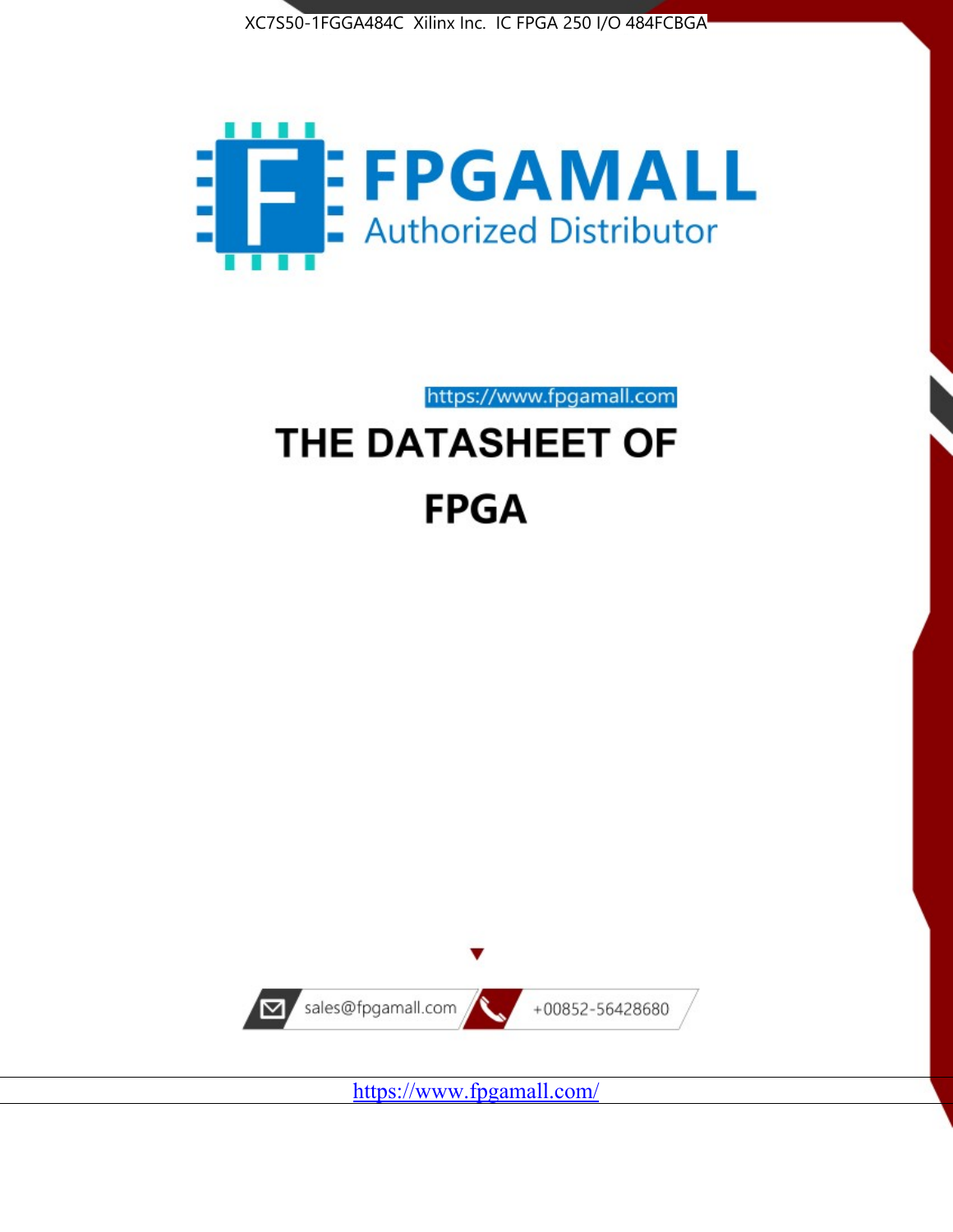XC7S50-1FGGA484C Xilinx Inc. IC FPGA 250 I/O 484FCBGA

FPGAMALL

Authorized Distributor

https://www.fpgamall.com

# THE DATASHEET OF

# FPGA

sales@fpgamall.com

+00852-56428680

https://www.fpgamall.com/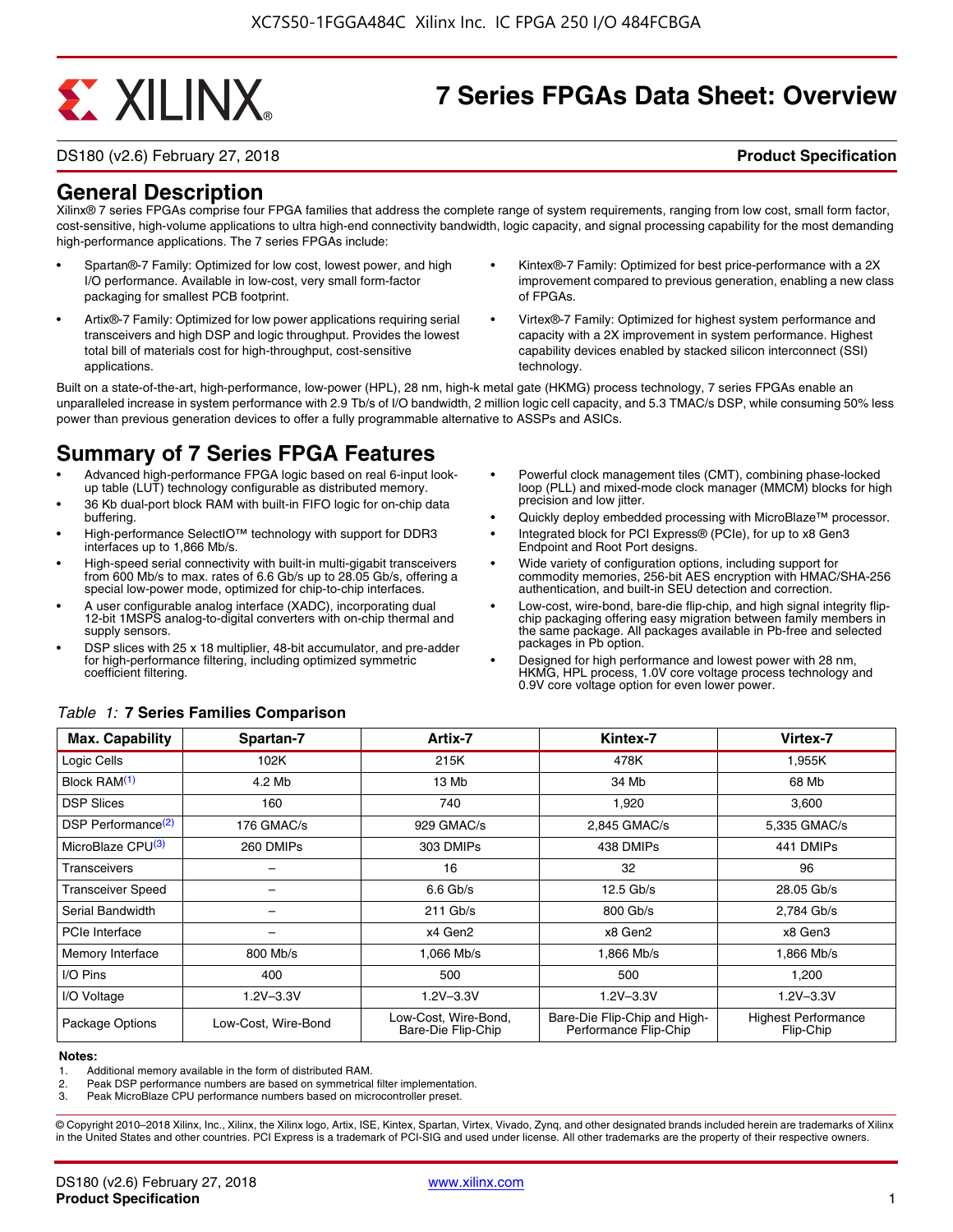# 7 Series FPGAs Data Sheet: Overview

DS180 (v2.6) February 27, 2018 **Product Specification**

## General Description

Xilinx® 7 series FPGAs comprise four FPGA families that address the complete range of system requirements, ranging from low cost, small form factor, cost-sensitive, high-volume applications to ultra high-end connectivity bandwidth, logic capacity, and signal processing capability for the most demanding high-performance applications. The 7 series FPGAs include:

- Spartan®-7 Family: Optimized for low cost, lowest power, and high I/O performance. Available in low-cost, very small form-factor packaging for smallest PCB footprint.
- Artix®-7 Family: Optimized for low power applications requiring serial transceivers and high DSP and logic throughput. Provides the lowest total bill of materials cost for high-throughput, cost-sensitive applications.
- Kintex®-7 Family: Optimized for best price-performance with a 2X improvement compared to previous generation, enabling a new class of FPGAs.
- Virtex®-7 Family: Optimized for highest system performance and capacity with a 2X improvement in system performance. Highest capability devices enabled by stacked silicon interconnect (SSI) technology.

Built on a state-of-the-art, high-performance, low-power (HPL), 28 nm, high-k metal gate (HKMG) process technology, 7 series FPGAs enable an unparalleled increase in system performance with 2.9 Tb/s of I/O bandwidth, 2 million logic cell capacity, and 5.3 TMAC/s DSP, while consuming 50% less power than previous generation devices to offer a fully programmable alternative to ASSPs and ASICs.

## Summary of 7 Series FPGA Features

- Advanced high-performance FPGA logic based on real 6-input look-up table (LUT) technology configurable as distributed memory.
- 36 Kb dual-port block RAM with built-in FIFO logic for on-chip data buffering.
- High-performance SelectIO™ technology with support for DDR3 interfaces up to 1,866 Mb/s.
- High-speed serial connectivity with built-in multi-gigabit transceivers from 600 Mb/s to max. rates of 6.6 Gb/s up to 28.05 Gb/s, offering a special low-power mode, optimized for chip-to-chip interfaces.
- A user configurable analog interface (XADC), incorporating dual 12-bit 1MSPS analog-to-digital converters with on-chip thermal and supply sensors.
- DSP slices with 25 x 18 multiplier, 48-bit accumulator, and pre-adder for high-performance filtering, including optimized symmetric coefficient filtering.
- Powerful clock management tiles (CMT), combining phase-locked loop (PLL) and mixed-mode clock manager (MMCM) blocks for high precision and low jitter.
- Quickly deploy embedded processing with MicroBlaze™ processor.
- Integrated block for PCI Express® (PCIe), for up to x8 Gen3 Endpoint and Root Port designs.
- Wide variety of configuration options, including support for commodity memories, 256-bit AES encryption with HMAC/SHA-256 authentication, and built-in SEU detection and correction.
- Low-cost, wire-bond, bare-die flip-chip, and high signal integrity flip-chip packaging offering easy migration between family members in the same package. All packages available in Pb-free and selected packages in Pb option.
- Designed for high performance and lowest power with 28 nm, HKMG, HPL process, 1.0V core voltage process technology and 0.9V core voltage option for even lower power.

*Table 1:* **7 Series Families Comparison**

| Max. Capability | Spartan-7 | Artix-7 | Kintex-7 | Virtex-7 |
|---|---|---|---|---|
| Logic Cells | 102K | 215K | 478K | 1,955K |
| Block RAM(1) | 4.2 Mb | 13 Mb | 34 Mb | 68 Mb |
| DSP Slices | 160 | 740 | 1,920 | 3,600 |
| DSP Performance(2) | 176 GMAC/s | 929 GMAC/s | 2,845 GMAC/s | 5,335 GMAC/s |
| MicroBlaze CPU(3) | 260 DMIPs | 303 DMIPs | 438 DMIPs | 441 DMIPs |
| Transceivers | – | 16 | 32 | 96 |
| Transceiver Speed | – | 6.6 Gb/s | 12.5 Gb/s | 28.05 Gb/s |
| Serial Bandwidth | – | 211 Gb/s | 800 Gb/s | 2,784 Gb/s |
| PCIe Interface | – | x4 Gen2 | x8 Gen2 | x8 Gen3 |
| Memory Interface | 800 Mb/s | 1,066 Mb/s | 1,866 Mb/s | 1,866 Mb/s |
| I/O Pins | 400 | 500 | 500 | 1,200 |
| I/O Voltage | 1.2V–3.3V | 1.2V–3.3V | 1.2V–3.3V | 1.2V–3.3V |
| Package Options | Low-Cost, Wire-Bond | Low-Cost, Wire-Bond, Bare-Die Flip-Chip | Bare-Die Flip-Chip and High-Performance Flip-Chip | Highest Performance Flip-Chip |

**Notes:**

1. Additional memory available in the form of distributed RAM.
2. Peak DSP performance numbers are based on symmetrical filter implementation.
3. Peak MicroBlaze CPU performance numbers based on microcontroller preset.

© Copyright 2010–2018 Xilinx, Inc., Xilinx, the Xilinx logo, Artix, ISE, Kintex, Spartan, Virtex, Vivado, Zynq, and other designated brands included herein are trademarks of Xilinx in the United States and other countries. PCI Express is a trademark of PCI-SIG and used under license. All other trademarks are the property of their respective owners.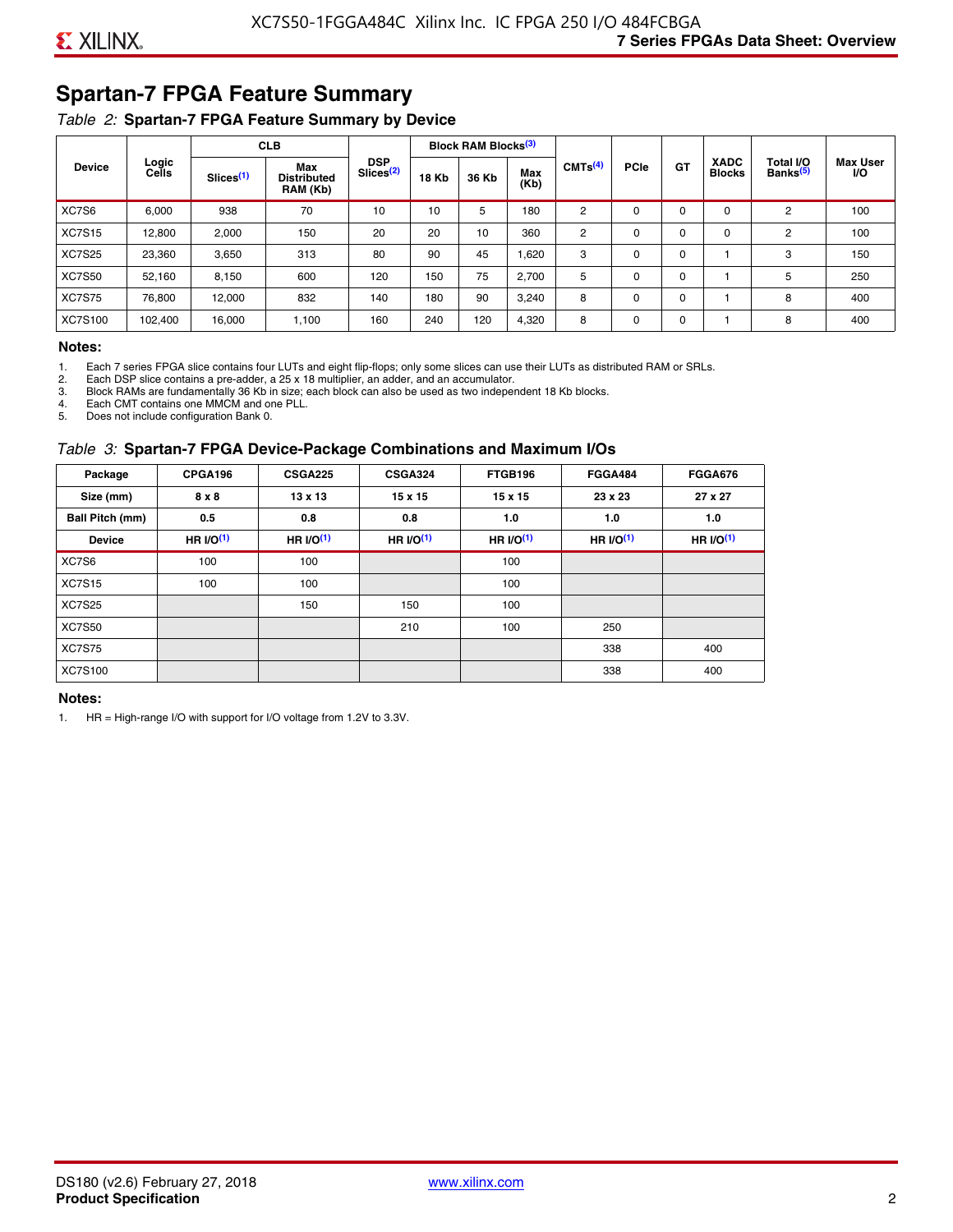## Spartan-7 FPGA Feature Summary

*Table 2:* **Spartan-7 FPGA Feature Summary by Device**

| Device | Logic Cells | CLB | | DSP Slices(2) | Block RAM Blocks(3) | | | CMTs(4) | PCIe | GT | XADC Blocks | Total I/O Banks(5) | Max User I/O |
|---|---|---|---|---|---|---|---|---|---|---|---|---|---|
| | | Slices(1) | Max Distributed RAM (Kb) | | 18 Kb | 36 Kb | Max (Kb) | | | | | | |
| XC7S6 | 6,000 | 938 | 70 | 10 | 10 | 5 | 180 | 2 | 0 | 0 | 0 | 2 | 100 |
| XC7S15 | 12,800 | 2,000 | 150 | 20 | 20 | 10 | 360 | 2 | 0 | 0 | 0 | 2 | 100 |
| XC7S25 | 23,360 | 3,650 | 313 | 80 | 90 | 45 | 1,620 | 3 | 0 | 0 | 1 | 3 | 150 |
| XC7S50 | 52,160 | 8,150 | 600 | 120 | 150 | 75 | 2,700 | 5 | 0 | 0 | 1 | 5 | 250 |
| XC7S75 | 76,800 | 12,000 | 832 | 140 | 180 | 90 | 3,240 | 8 | 0 | 0 | 1 | 8 | 400 |
| XC7S100 | 102,400 | 16,000 | 1,100 | 160 | 240 | 120 | 4,320 | 8 | 0 | 0 | 1 | 8 | 400 |

**Notes:**

1. Each 7 series FPGA slice contains four LUTs and eight flip-flops; only some slices can use their LUTs as distributed RAM or SRLs.
2. Each DSP slice contains a pre-adder, a 25 x 18 multiplier, an adder, and an accumulator.
3. Block RAMs are fundamentally 36 Kb in size; each block can also be used as two independent 18 Kb blocks.
4. Each CMT contains one MMCM and one PLL.
5. Does not include configuration Bank 0.

*Table 3:* **Spartan-7 FPGA Device-Package Combinations and Maximum I/Os**

| Package | CPGA196 | CSGA225 | CSGA324 | FTGB196 | FGGA484 | FGGA676 |
|---|---|---|---|---|---|---|
| Size (mm) | 8 x 8 | 13 x 13 | 15 x 15 | 15 x 15 | 23 x 23 | 27 x 27 |
| Ball Pitch (mm) | 0.5 | 0.8 | 0.8 | 1.0 | 1.0 | 1.0 |
| Device | HR I/O(1) | HR I/O(1) | HR I/O(1) | HR I/O(1) | HR I/O(1) | HR I/O(1) |
| XC7S6 | 100 | 100 | | 100 | | |
| XC7S15 | 100 | 100 | | 100 | | |
| XC7S25 | | 150 | 150 | 100 | | |
| XC7S50 | | | 210 | 100 | 250 | |
| XC7S75 | | | | | 338 | 400 |
| XC7S100 | | | | | 338 | 400 |

**Notes:**

1. HR = High-range I/O with support for I/O voltage from 1.2V to 3.3V.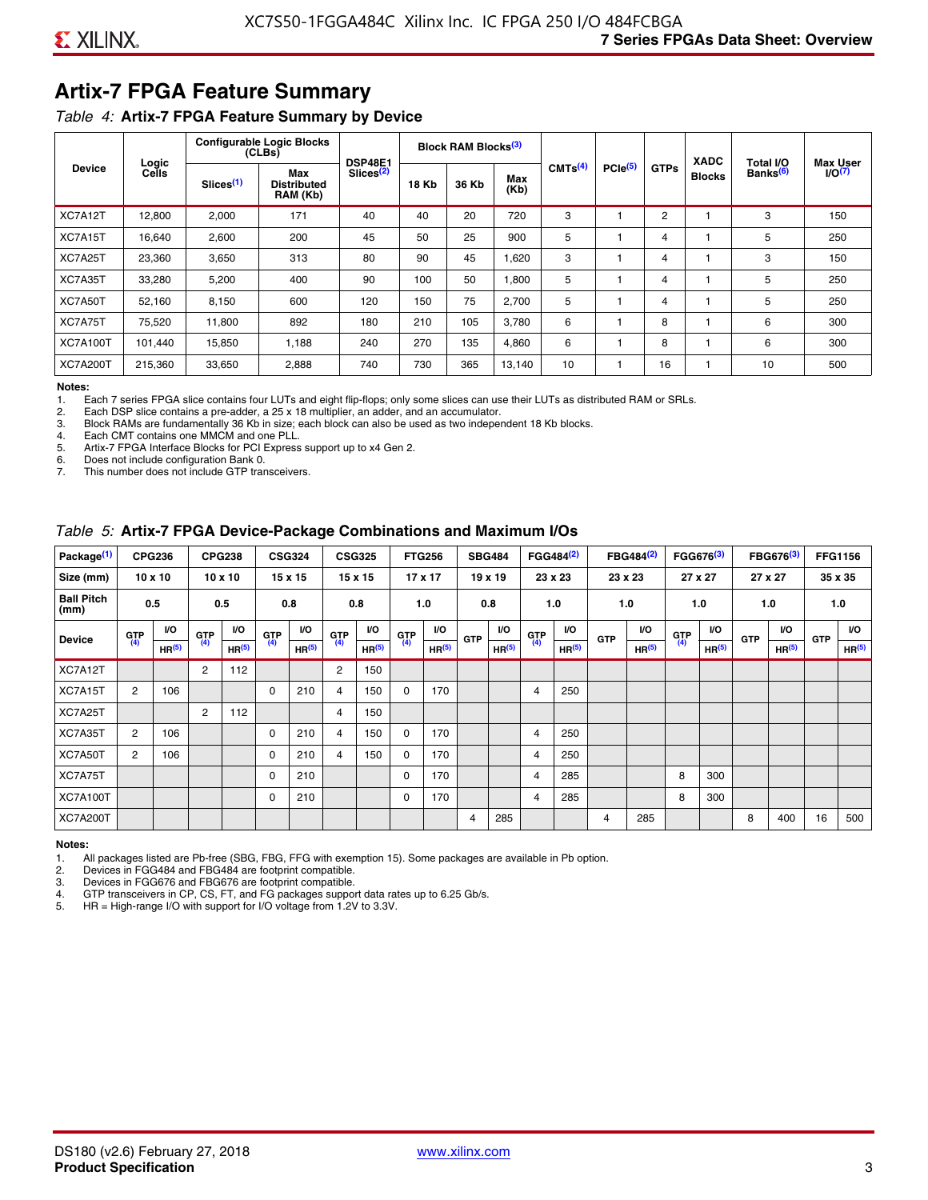# Artix-7 FPGA Feature Summary

*Table 4:* **Artix-7 FPGA Feature Summary by Device**

| Device | Logic Cells | Configurable Logic Blocks (CLBs) | | DSP48E1 Slices[2] | Block RAM Blocks[3] | | | CMTs[4] | PCIe[5] | GTPs | XADC Blocks | Total I/O Banks[6] | Max User I/O[7] |
|---|---|---|---|---|---|---|---|---|---|---|---|---|---|
| | | Slices[1] | Max Distributed RAM (Kb) | | 18 Kb | 36 Kb | Max (Kb) | | | | | | |
| XC7A12T | 12,800 | 2,000 | 171 | 40 | 40 | 20 | 720 | 3 | 1 | 2 | 1 | 3 | 150 |
| XC7A15T | 16,640 | 2,600 | 200 | 45 | 50 | 25 | 900 | 5 | 1 | 4 | 1 | 5 | 250 |
| XC7A25T | 23,360 | 3,650 | 313 | 80 | 90 | 45 | 1,620 | 3 | 1 | 4 | 1 | 3 | 150 |
| XC7A35T | 33,280 | 5,200 | 400 | 90 | 100 | 50 | 1,800 | 5 | 1 | 4 | 1 | 5 | 250 |
| XC7A50T | 52,160 | 8,150 | 600 | 120 | 150 | 75 | 2,700 | 5 | 1 | 4 | 1 | 5 | 250 |
| XC7A75T | 75,520 | 11,800 | 892 | 180 | 210 | 105 | 3,780 | 6 | 1 | 8 | 1 | 6 | 300 |
| XC7A100T | 101,440 | 15,850 | 1,188 | 240 | 270 | 135 | 4,860 | 6 | 1 | 8 | 1 | 6 | 300 |
| XC7A200T | 215,360 | 33,650 | 2,888 | 740 | 730 | 365 | 13,140 | 10 | 1 | 16 | 1 | 10 | 500 |

**Notes:**

1. Each 7 series FPGA slice contains four LUTs and eight flip-flops; only some slices can use their LUTs as distributed RAM or SRLs.
2. Each DSP slice contains a pre-adder, a 25 x 18 multiplier, an adder, and an accumulator.
3. Block RAMs are fundamentally 36 Kb in size; each block can also be used as two independent 18 Kb blocks.
4. Each CMT contains one MMCM and one PLL.
5. Artix-7 FPGA Interface Blocks for PCI Express support up to x4 Gen 2.
6. Does not include configuration Bank 0.
7. This number does not include GTP transceivers.

*Table 5:* **Artix-7 FPGA Device-Package Combinations and Maximum I/Os**

| Package[1] | CPG236 | | CPG238 | | CSG324 | | CSG325 | | FTG256 | | SBG484 | | FGG484[2] | | FBG484[2] | | FGG676[3] | | FBG676[3] | | FFG1156 | |
|---|---|---|---|---|---|---|---|---|---|---|---|---|---|---|---|---|---|---|---|---|---|---|
| Size (mm) | 10 x 10 | | 10 x 10 | | 15 x 15 | | 15 x 15 | | 17 x 17 | | 19 x 19 | | 23 x 23 | | 23 x 23 | | 27 x 27 | | 27 x 27 | | 35 x 35 | |
| Ball Pitch (mm) | 0.5 | | 0.5 | | 0.8 | | 0.8 | | 1.0 | | 0.8 | | 1.0 | | 1.0 | | 1.0 | | 1.0 | | 1.0 | |
| Device | GTP[4] | I/O HR[5] | GTP[4] | I/O HR[5] | GTP[4] | I/O HR[5] | GTP[4] | I/O HR[5] | GTP[4] | I/O HR[5] | GTP | I/O HR[5] | GTP[4] | I/O HR[5] | GTP | I/O HR[5] | GTP[4] | I/O HR[5] | GTP | I/O HR[5] | GTP | I/O HR[5] |
| XC7A12T | | | 2 | 112 | | | 2 | 150 | | | | | | | | | | | | | | |
| XC7A15T | 2 | 106 | | | 0 | 210 | 4 | 150 | 0 | 170 | | | 4 | 250 | | | | | | | | |
| XC7A25T | | | 2 | 112 | | | 4 | 150 | | | | | | | | | | | | | | |
| XC7A35T | 2 | 106 | | | 0 | 210 | 4 | 150 | 0 | 170 | | | 4 | 250 | | | | | | | | |
| XC7A50T | 2 | 106 | | | 0 | 210 | 4 | 150 | 0 | 170 | | | 4 | 250 | | | | | | | | |
| XC7A75T | | | | | 0 | 210 | | | 0 | 170 | | | 4 | 285 | | | 8 | 300 | | | | |
| XC7A100T | | | | | 0 | 210 | | | 0 | 170 | | | 4 | 285 | | | 8 | 300 | | | | |
| XC7A200T | | | | | | | | | | | 4 | 285 | | | 4 | 285 | | | 8 | 400 | 16 | 500 |

**Notes:**

1. All packages listed are Pb-free (SBG, FBG, FFG with exemption 15). Some packages are available in Pb option.
2. Devices in FGG484 and FBG484 are footprint compatible.
3. Devices in FGG676 and FBG676 are footprint compatible.
4. GTP transceivers in CP, CS, FT, and FG packages support data rates up to 6.25 Gb/s.
5. HR = High-range I/O with support for I/O voltage from 1.2V to 3.3V.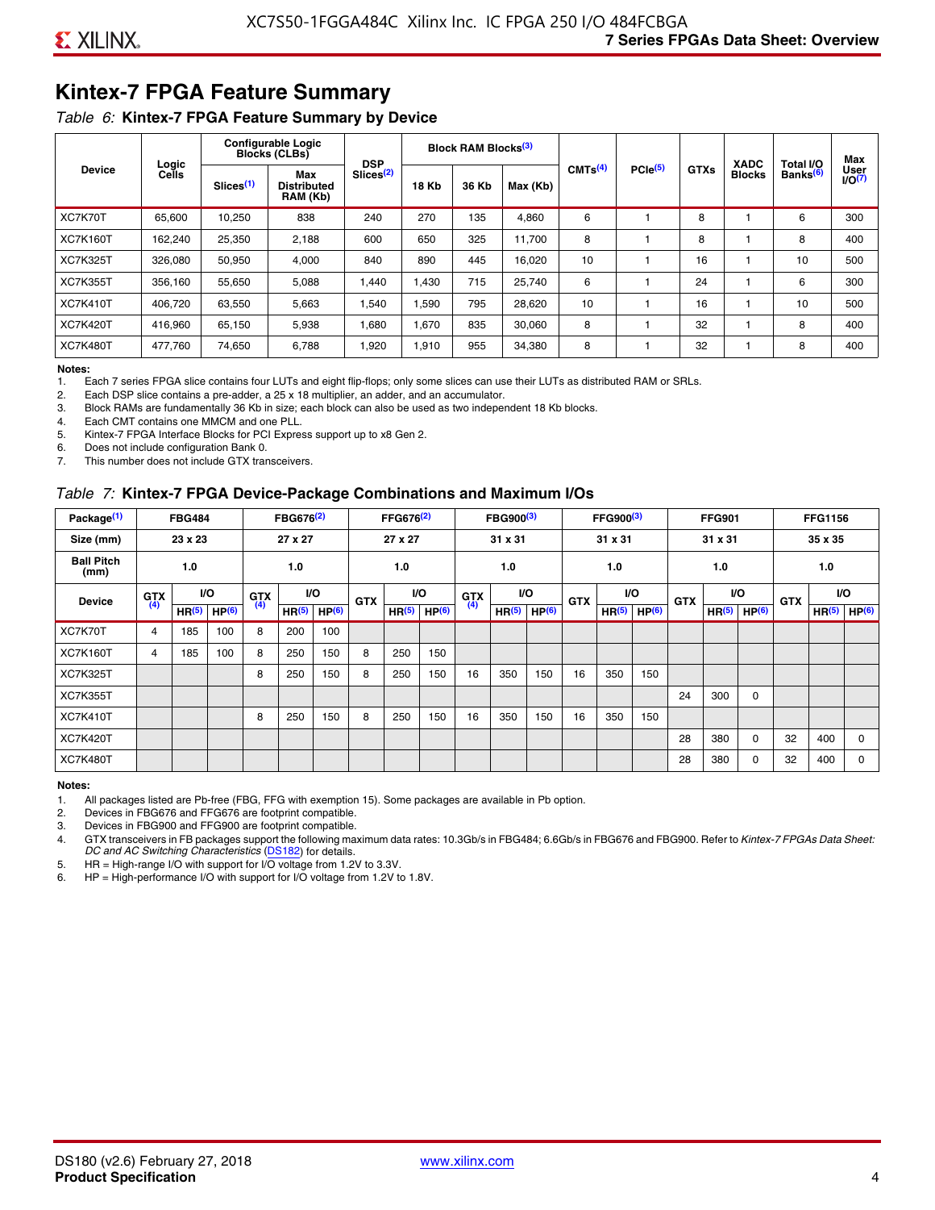## Kintex-7 FPGA Feature Summary

*Table 6:* **Kintex-7 FPGA Feature Summary by Device**

| Device | Logic Cells | Configurable Logic Blocks (CLBs) | | DSP Slices[2] | Block RAM Blocks[3] | | | CMTs[4] | PCIe[5] | GTXs | XADC Blocks | Total I/O Banks[6] | Max User I/O[7] |
|---|---|---|---|---|---|---|---|---|---|---|---|---|---|
| | | Slices[1] | Max Distributed RAM (Kb) | | 18 Kb | 36 Kb | Max (Kb) | | | | | | |
| XC7K70T | 65,600 | 10,250 | 838 | 240 | 270 | 135 | 4,860 | 6 | 1 | 8 | 1 | 6 | 300 |
| XC7K160T | 162,240 | 25,350 | 2,188 | 600 | 650 | 325 | 11,700 | 8 | 1 | 8 | 1 | 8 | 400 |
| XC7K325T | 326,080 | 50,950 | 4,000 | 840 | 890 | 445 | 16,020 | 10 | 1 | 16 | 1 | 10 | 500 |
| XC7K355T | 356,160 | 55,650 | 5,088 | 1,440 | 1,430 | 715 | 25,740 | 6 | 1 | 24 | 1 | 6 | 300 |
| XC7K410T | 406,720 | 63,550 | 5,663 | 1,540 | 1,590 | 795 | 28,620 | 10 | 1 | 16 | 1 | 10 | 500 |
| XC7K420T | 416,960 | 65,150 | 5,938 | 1,680 | 1,670 | 835 | 30,060 | 8 | 1 | 32 | 1 | 8 | 400 |
| XC7K480T | 477,760 | 74,650 | 6,788 | 1,920 | 1,910 | 955 | 34,380 | 8 | 1 | 32 | 1 | 8 | 400 |

**Notes:**
1. Each 7 series FPGA slice contains four LUTs and eight flip-flops; only some slices can use their LUTs as distributed RAM or SRLs.
2. Each DSP slice contains a pre-adder, a 25 x 18 multiplier, an adder, and an accumulator.
3. Block RAMs are fundamentally 36 Kb in size; each block can also be used as two independent 18 Kb blocks.
4. Each CMT contains one MMCM and one PLL.
5. Kintex-7 FPGA Interface Blocks for PCI Express support up to x8 Gen 2.
6. Does not include configuration Bank 0.
7. This number does not include GTX transceivers.

*Table 7:* **Kintex-7 FPGA Device-Package Combinations and Maximum I/Os**

| Package[1] | FBG484 | | | FBG676[2] | | | FFG676[2] | | | FBG900[3] | | | FFG900[3] | | | FFG901 | | | FFG1156 | | |
|---|---|---|---|---|---|---|---|---|---|---|---|---|---|---|---|---|---|---|---|---|---|
| Size (mm) | 23 x 23 | | | 27 x 27 | | | 27 x 27 | | | 31 x 31 | | | 31 x 31 | | | 31 x 31 | | | 35 x 35 | | |
| Ball Pitch (mm) | 1.0 | | | 1.0 | | | 1.0 | | | 1.0 | | | 1.0 | | | 1.0 | | | 1.0 | | |
| Device | GTX[4] | I/O | | GTX[4] | I/O | | GTX | I/O | | GTX[4] | I/O | | GTX | I/O | | GTX | I/O | | GTX | I/O | |
| | | HR[5] | HP[6] | | HR[5] | HP[6] | | HR[5] | HP[6] | | HR[5] | HP[6] | | HR[5] | HP[6] | | HR[5] | HP[6] | | HR[5] | HP[6] |
| XC7K70T | 4 | 185 | 100 | 8 | 200 | 100 | | | | | | | | | | | | | | | |
| XC7K160T | 4 | 185 | 100 | 8 | 250 | 150 | 8 | 250 | 150 | | | | | | | | | | | | |
| XC7K325T | | | | 8 | 250 | 150 | 8 | 250 | 150 | 16 | 350 | 150 | 16 | 350 | 150 | | | | | | |
| XC7K355T | | | | | | | | | | | | | | | | 24 | 300 | 0 | | | |
| XC7K410T | | | | 8 | 250 | 150 | 8 | 250 | 150 | 16 | 350 | 150 | 16 | 350 | 150 | | | | | | |
| XC7K420T | | | | | | | | | | | | | | | | 28 | 380 | 0 | 32 | 400 | 0 |
| XC7K480T | | | | | | | | | | | | | | | | 28 | 380 | 0 | 32 | 400 | 0 |

**Notes:**
1. All packages listed are Pb-free (FBG, FFG with exemption 15). Some packages are available in Pb option.
2. Devices in FBG676 and FFG676 are footprint compatible.
3. Devices in FBG900 and FFG900 are footprint compatible.
4. GTX transceivers in FB packages support the following maximum data rates: 10.3Gb/s in FBG484; 6.6Gb/s in FBG676 and FBG900. Refer to *Kintex-7 FPGAs Data Sheet: DC and AC Switching Characteristics* (DS182) for details.
5. HR = High-range I/O with support for I/O voltage from 1.2V to 3.3V.
6. HP = High-performance I/O with support for I/O voltage from 1.2V to 1.8V.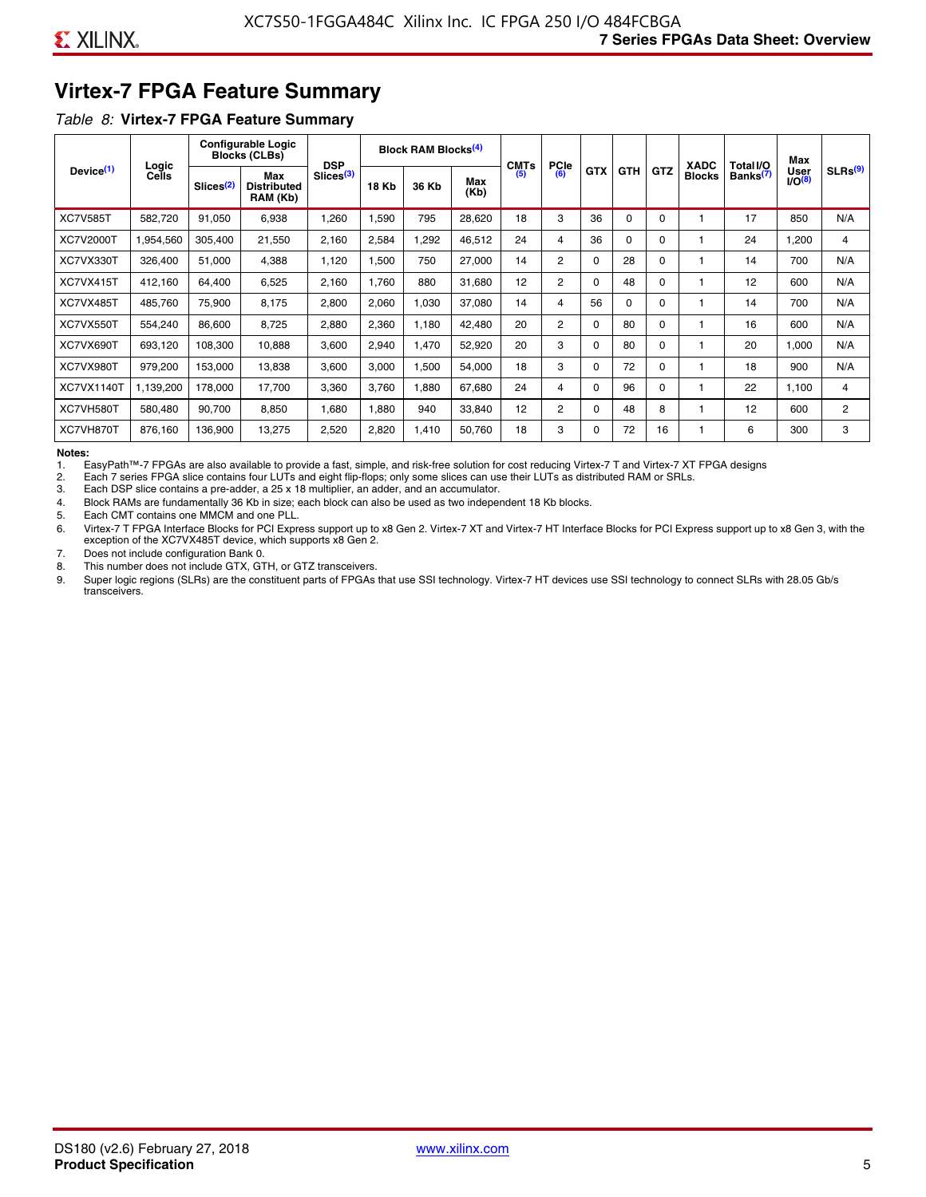## Virtex-7 FPGA Feature Summary

*Table 8:* **Virtex-7 FPGA Feature Summary**

| Device[(1)] | Logic Cells | Configurable Logic Blocks (CLBs) | | DSP Slices[(3)] | Block RAM Blocks[(4)] | | | CMTs[(5)] | PCIe[(6)] | GTX | GTH | GTZ | XADC Blocks | Total I/O Banks[(7)] | Max User I/O[(8)] | SLRs[(9)] |
|---|---|---|---|---|---|---|---|---|---|---|---|---|---|---|---|---|
| | | Slices[(2)] | Max Distributed RAM (Kb) | | 18 Kb | 36 Kb | Max (Kb) | | | | | | | | | |
| XC7V585T | 582,720 | 91,050 | 6,938 | 1,260 | 1,590 | 795 | 28,620 | 18 | 3 | 36 | 0 | 0 | 1 | 17 | 850 | N/A |
| XC7V2000T | 1,954,560 | 305,400 | 21,550 | 2,160 | 2,584 | 1,292 | 46,512 | 24 | 4 | 36 | 0 | 0 | 1 | 24 | 1,200 | 4 |
| XC7VX330T | 326,400 | 51,000 | 4,388 | 1,120 | 1,500 | 750 | 27,000 | 14 | 2 | 0 | 28 | 0 | 1 | 14 | 700 | N/A |
| XC7VX415T | 412,160 | 64,400 | 6,525 | 2,160 | 1,760 | 880 | 31,680 | 12 | 2 | 0 | 48 | 0 | 1 | 12 | 600 | N/A |
| XC7VX485T | 485,760 | 75,900 | 8,175 | 2,800 | 2,060 | 1,030 | 37,080 | 14 | 4 | 56 | 0 | 0 | 1 | 14 | 700 | N/A |
| XC7VX550T | 554,240 | 86,600 | 8,725 | 2,880 | 2,360 | 1,180 | 42,480 | 20 | 2 | 0 | 80 | 0 | 1 | 16 | 600 | N/A |
| XC7VX690T | 693,120 | 108,300 | 10,888 | 3,600 | 2,940 | 1,470 | 52,920 | 20 | 3 | 0 | 80 | 0 | 1 | 20 | 1,000 | N/A |
| XC7VX980T | 979,200 | 153,000 | 13,838 | 3,600 | 3,000 | 1,500 | 54,000 | 18 | 3 | 0 | 72 | 0 | 1 | 18 | 900 | N/A |
| XC7VX1140T | 1,139,200 | 178,000 | 17,700 | 3,360 | 3,760 | 1,880 | 67,680 | 24 | 4 | 0 | 96 | 0 | 1 | 22 | 1,100 | 4 |
| XC7VH580T | 580,480 | 90,700 | 8,850 | 1,680 | 1,880 | 940 | 33,840 | 12 | 2 | 0 | 48 | 8 | 1 | 12 | 600 | 2 |
| XC7VH870T | 876,160 | 136,900 | 13,275 | 2,520 | 2,820 | 1,410 | 50,760 | 18 | 3 | 0 | 72 | 16 | 1 | 6 | 300 | 3 |

**Notes:**

1. EasyPath™-7 FPGAs are also available to provide a fast, simple, and risk-free solution for cost reducing Virtex-7 T and Virtex-7 XT FPGA designs
2. Each 7 series FPGA slice contains four LUTs and eight flip-flops; only some slices can use their LUTs as distributed RAM or SRLs.
3. Each DSP slice contains a pre-adder, a 25 x 18 multiplier, an adder, and an accumulator.
4. Block RAMs are fundamentally 36 Kb in size; each block can also be used as two independent 18 Kb blocks.
5. Each CMT contains one MMCM and one PLL.
6. Virtex-7 T FPGA Interface Blocks for PCI Express support up to x8 Gen 2. Virtex-7 XT and Virtex-7 HT Interface Blocks for PCI Express support up to x8 Gen 3, with the exception of the XC7VX485T device, which supports x8 Gen 2.
7. Does not include configuration Bank 0.
8. This number does not include GTX, GTH, or GTZ transceivers.
9. Super logic regions (SLRs) are the constituent parts of FPGAs that use SSI technology. Virtex-7 HT devices use SSI technology to connect SLRs with 28.05 Gb/s transceivers.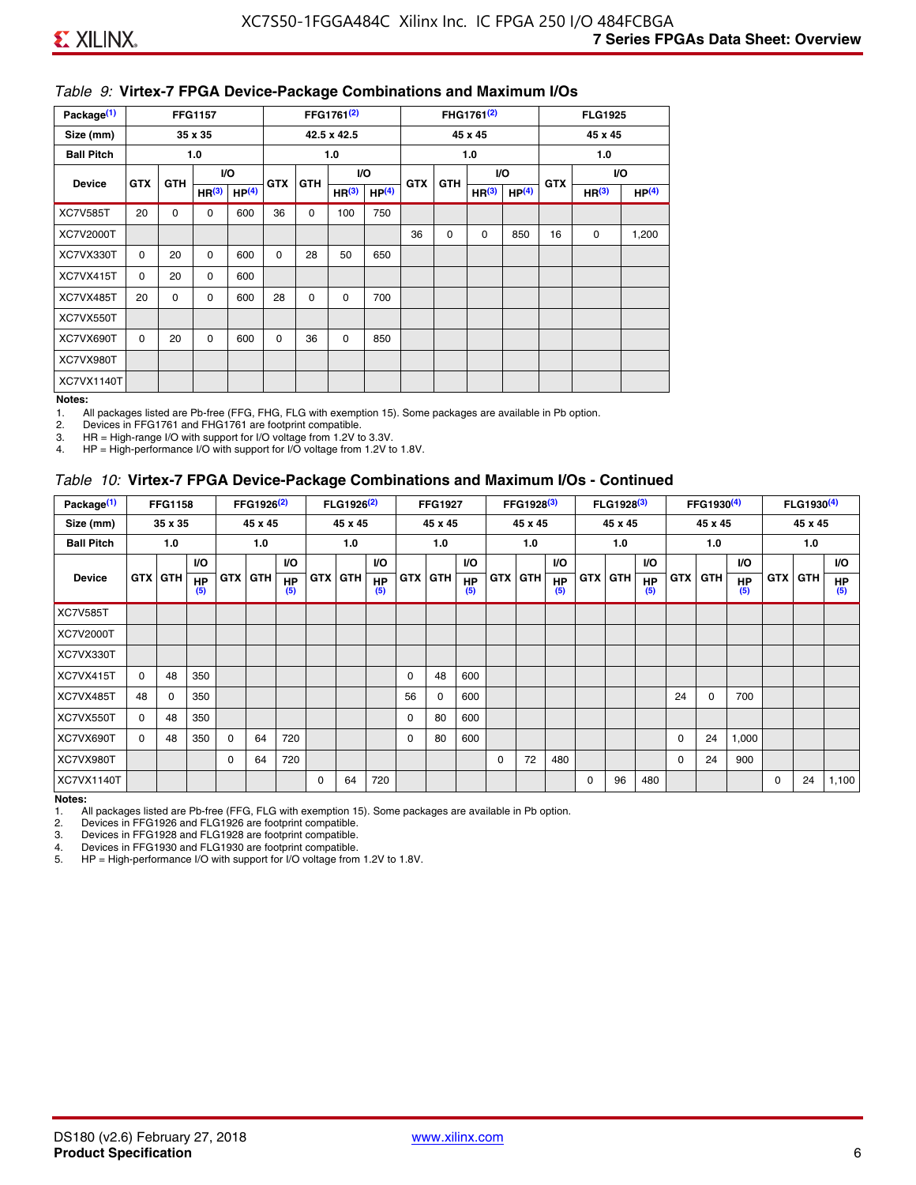## Table 9: Virtex-7 FPGA Device-Package Combinations and Maximum I/Os

| Package[(1)] | FFG1157 | | | | FFG1761[(2)] | | | | FHG1761[(2)] | | | | FLG1925 | | |
|---|---|---|---|---|---|---|---|---|---|---|---|---|---|---|---|
| Size (mm) | 35 x 35 | | | | 42.5 x 42.5 | | | | 45 x 45 | | | | 45 x 45 | | |
| Ball Pitch | 1.0 | | | | 1.0 | | | | 1.0 | | | | 1.0 | | |
| Device | GTX | GTH | I/O | | GTX | GTH | I/O | | GTX | GTH | I/O | | GTX | I/O | |
| | | | HR[(3)] | HP[(4)] | | | HR[(3)] | HP[(4)] | | | HR[(3)] | HP[(4)] | | HR[(3)] | HP[(4)] |
| XC7V585T | 20 | 0 | 0 | 600 | 36 | 0 | 100 | 750 | | | | | | | |
| XC7V2000T | | | | | | | | | 36 | 0 | 0 | 850 | 16 | 0 | 1,200 |
| XC7VX330T | 0 | 20 | 0 | 600 | 0 | 28 | 50 | 650 | | | | | | | |
| XC7VX415T | 0 | 20 | 0 | 600 | | | | | | | | | | | |
| XC7VX485T | 20 | 0 | 0 | 600 | 28 | 0 | 0 | 700 | | | | | | | |
| XC7VX550T | | | | | | | | | | | | | | | |
| XC7VX690T | 0 | 20 | 0 | 600 | 0 | 36 | 0 | 850 | | | | | | | |
| XC7VX980T | | | | | | | | | | | | | | | |
| XC7VX1140T | | | | | | | | | | | | | | | |

**Notes:**
1. All packages listed are Pb-free (FFG, FHG, FLG with exemption 15). Some packages are available in Pb option.
2. Devices in FFG1761 and FHG1761 are footprint compatible.
3. HR = High-range I/O with support for I/O voltage from 1.2V to 3.3V.
4. HP = High-performance I/O with support for I/O voltage from 1.2V to 1.8V.

## Table 10: Virtex-7 FPGA Device-Package Combinations and Maximum I/Os - Continued

| Package[(1)] | FFG1158 | | | FFG1926[(2)] | | | FLG1926[(2)] | | | FFG1927 | | | FFG1928[(3)] | | | FLG1928[(3)] | | | FFG1930[(4)] | | | FLG1930[(4)] | | |
|---|---|---|---|---|---|---|---|---|---|---|---|---|---|---|---|---|---|---|---|---|---|---|---|---|
| Size (mm) | 35 x 35 | | | 45 x 45 | | | 45 x 45 | | | 45 x 45 | | | 45 x 45 | | | 45 x 45 | | | 45 x 45 | | | 45 x 45 | | |
| Ball Pitch | 1.0 | | | 1.0 | | | 1.0 | | | 1.0 | | | 1.0 | | | 1.0 | | | 1.0 | | | 1.0 | | |
| Device | GTX | GTH | I/O | GTX | GTH | I/O | GTX | GTH | I/O | GTX | GTH | I/O | GTX | GTH | I/O | GTX | GTH | I/O | GTX | GTH | I/O | GTX | GTH | I/O |
| | | | HP[(5)] | | | HP[(5)] | | | HP[(5)] | | | HP[(5)] | | | HP[(5)] | | | HP[(5)] | | | HP[(5)] | | | HP[(5)] |
| XC7V585T | | | | | | | | | | | | | | | | | | | | | | | | |
| XC7V2000T | | | | | | | | | | | | | | | | | | | | | | | | |
| XC7VX330T | | | | | | | | | | | | | | | | | | | | | | | | |
| XC7VX415T | 0 | 48 | 350 | | | | | | | 0 | 48 | 600 | | | | | | | | | | | | |
| XC7VX485T | 48 | 0 | 350 | | | | | | | 56 | 0 | 600 | | | | | | | 24 | 0 | 700 | | | |
| XC7VX550T | 0 | 48 | 350 | | | | | | | 0 | 80 | 600 | | | | | | | | | | | | |
| XC7VX690T | 0 | 48 | 350 | 0 | 64 | 720 | | | | 0 | 80 | 600 | | | | | | | 0 | 24 | 1,000 | | | |
| XC7VX980T | | | | 0 | 64 | 720 | | | | | | | 0 | 72 | 480 | | | | 0 | 24 | 900 | | | |
| XC7VX1140T | | | | | | | 0 | 64 | 720 | | | | | | | 0 | 96 | 480 | | | | 0 | 24 | 1,100 |

**Notes:**
1. All packages listed are Pb-free (FFG, FLG with exemption 15). Some packages are available in Pb option.
2. Devices in FFG1926 and FLG1926 are footprint compatible.
3. Devices in FFG1928 and FLG1928 are footprint compatible.
4. Devices in FFG1930 and FLG1930 are footprint compatible.
5. HP = High-performance I/O with support for I/O voltage from 1.2V to 1.8V.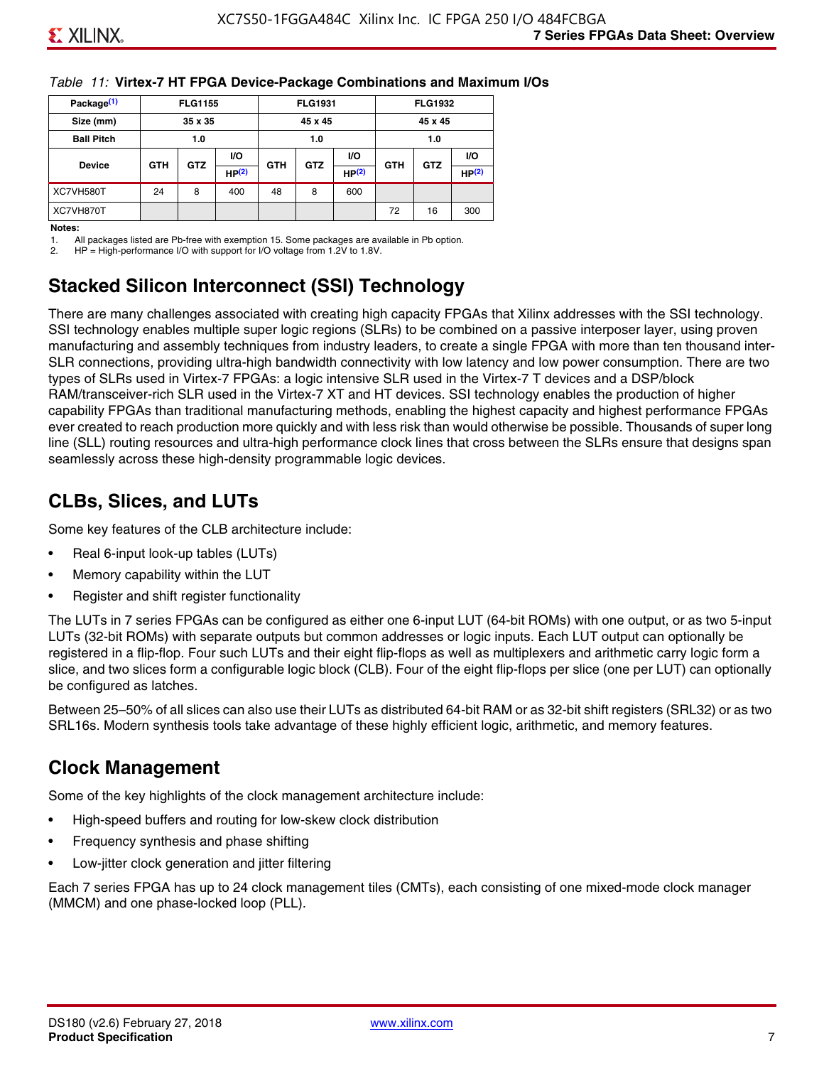*Table 11:* **Virtex-7 HT FPGA Device-Package Combinations and Maximum I/Os**

| Package[(1)] | FLG1155 | | | FLG1931 | | | FLG1932 | | |
|---|---|---|---|---|---|---|---|---|---|
| Size (mm) | 35 x 35 | | | 45 x 45 | | | 45 x 45 | | |
| Ball Pitch | 1.0 | | | 1.0 | | | 1.0 | | |
| Device | GTH | GTZ | I/O HP[(2)] | GTH | GTZ | I/O HP[(2)] | GTH | GTZ | I/O HP[(2)] |
| XC7VH580T | 24 | 8 | 400 | 48 | 8 | 600 | | | |
| XC7VH870T | | | | | | | 72 | 16 | 300 |

**Notes:**

1. All packages listed are Pb-free with exemption 15. Some packages are available in Pb option.
2. HP = High-performance I/O with support for I/O voltage from 1.2V to 1.8V.

## Stacked Silicon Interconnect (SSI) Technology

There are many challenges associated with creating high capacity FPGAs that Xilinx addresses with the SSI technology. SSI technology enables multiple super logic regions (SLRs) to be combined on a passive interposer layer, using proven manufacturing and assembly techniques from industry leaders, to create a single FPGA with more than ten thousand inter-SLR connections, providing ultra-high bandwidth connectivity with low latency and low power consumption. There are two types of SLRs used in Virtex-7 FPGAs: a logic intensive SLR used in the Virtex-7 T devices and a DSP/block RAM/transceiver-rich SLR used in the Virtex-7 XT and HT devices. SSI technology enables the production of higher capability FPGAs than traditional manufacturing methods, enabling the highest capacity and highest performance FPGAs ever created to reach production more quickly and with less risk than would otherwise be possible. Thousands of super long line (SLL) routing resources and ultra-high performance clock lines that cross between the SLRs ensure that designs span seamlessly across these high-density programmable logic devices.

## CLBs, Slices, and LUTs

Some key features of the CLB architecture include:

- Real 6-input look-up tables (LUTs)
- Memory capability within the LUT
- Register and shift register functionality

The LUTs in 7 series FPGAs can be configured as either one 6-input LUT (64-bit ROMs) with one output, or as two 5-input LUTs (32-bit ROMs) with separate outputs but common addresses or logic inputs. Each LUT output can optionally be registered in a flip-flop. Four such LUTs and their eight flip-flops as well as multiplexers and arithmetic carry logic form a slice, and two slices form a configurable logic block (CLB). Four of the eight flip-flops per slice (one per LUT) can optionally be configured as latches.

Between 25–50% of all slices can also use their LUTs as distributed 64-bit RAM or as 32-bit shift registers (SRL32) or as two SRL16s. Modern synthesis tools take advantage of these highly efficient logic, arithmetic, and memory features.

## Clock Management

Some of the key highlights of the clock management architecture include:

- High-speed buffers and routing for low-skew clock distribution
- Frequency synthesis and phase shifting
- Low-jitter clock generation and jitter filtering

Each 7 series FPGA has up to 24 clock management tiles (CMTs), each consisting of one mixed-mode clock manager (MMCM) and one phase-locked loop (PLL).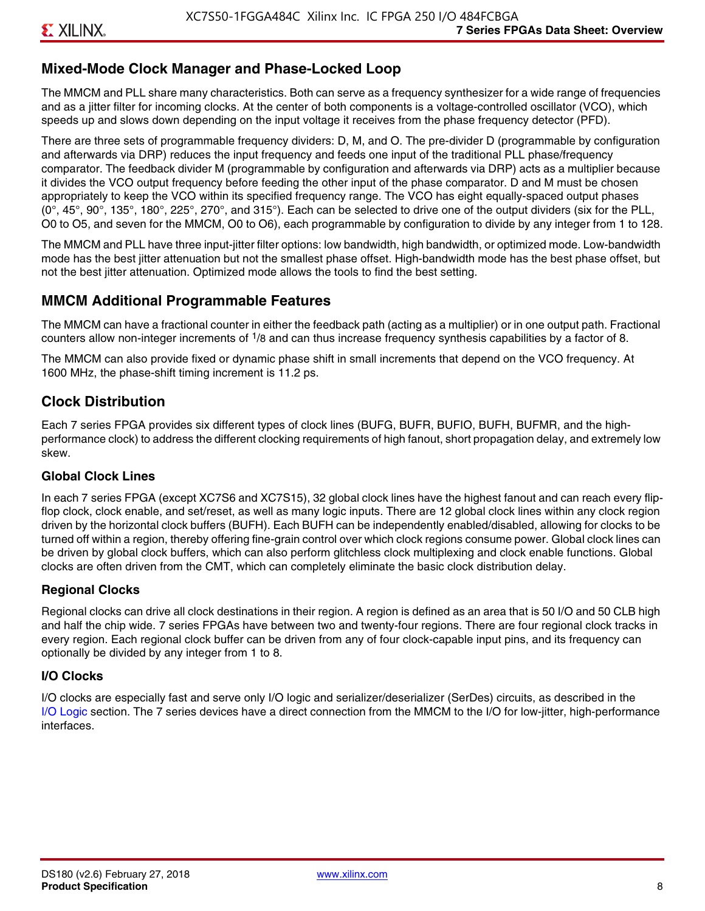## Mixed-Mode Clock Manager and Phase-Locked Loop

The MMCM and PLL share many characteristics. Both can serve as a frequency synthesizer for a wide range of frequencies and as a jitter filter for incoming clocks. At the center of both components is a voltage-controlled oscillator (VCO), which speeds up and slows down depending on the input voltage it receives from the phase frequency detector (PFD).

There are three sets of programmable frequency dividers: D, M, and O. The pre-divider D (programmable by configuration and afterwards via DRP) reduces the input frequency and feeds one input of the traditional PLL phase/frequency comparator. The feedback divider M (programmable by configuration and afterwards via DRP) acts as a multiplier because it divides the VCO output frequency before feeding the other input of the phase comparator. D and M must be chosen appropriately to keep the VCO within its specified frequency range. The VCO has eight equally-spaced output phases (0°, 45°, 90°, 135°, 180°, 225°, 270°, and 315°). Each can be selected to drive one of the output dividers (six for the PLL, O0 to O5, and seven for the MMCM, O0 to O6), each programmable by configuration to divide by any integer from 1 to 128.

The MMCM and PLL have three input-jitter filter options: low bandwidth, high bandwidth, or optimized mode. Low-bandwidth mode has the best jitter attenuation but not the smallest phase offset. High-bandwidth mode has the best phase offset, but not the best jitter attenuation. Optimized mode allows the tools to find the best setting.

## MMCM Additional Programmable Features

The MMCM can have a fractional counter in either the feedback path (acting as a multiplier) or in one output path. Fractional counters allow non-integer increments of $^1/_8$ and can thus increase frequency synthesis capabilities by a factor of 8.

The MMCM can also provide fixed or dynamic phase shift in small increments that depend on the VCO frequency. At 1600 MHz, the phase-shift timing increment is 11.2 ps.

## Clock Distribution

Each 7 series FPGA provides six different types of clock lines (BUFG, BUFR, BUFIO, BUFH, BUFMR, and the high-performance clock) to address the different clocking requirements of high fanout, short propagation delay, and extremely low skew.

### Global Clock Lines

In each 7 series FPGA (except XC7S6 and XC7S15), 32 global clock lines have the highest fanout and can reach every flip-flop clock, clock enable, and set/reset, as well as many logic inputs. There are 12 global clock lines within any clock region driven by the horizontal clock buffers (BUFH). Each BUFH can be independently enabled/disabled, allowing for clocks to be turned off within a region, thereby offering fine-grain control over which clock regions consume power. Global clock lines can be driven by global clock buffers, which can also perform glitchless clock multiplexing and clock enable functions. Global clocks are often driven from the CMT, which can completely eliminate the basic clock distribution delay.

### Regional Clocks

Regional clocks can drive all clock destinations in their region. A region is defined as an area that is 50 I/O and 50 CLB high and half the chip wide. 7 series FPGAs have between two and twenty-four regions. There are four regional clock tracks in every region. Each regional clock buffer can be driven from any of four clock-capable input pins, and its frequency can optionally be divided by any integer from 1 to 8.

### I/O Clocks

I/O clocks are especially fast and serve only I/O logic and serializer/deserializer (SerDes) circuits, as described in the I/O Logic section. The 7 series devices have a direct connection from the MMCM to the I/O for low-jitter, high-performance interfaces.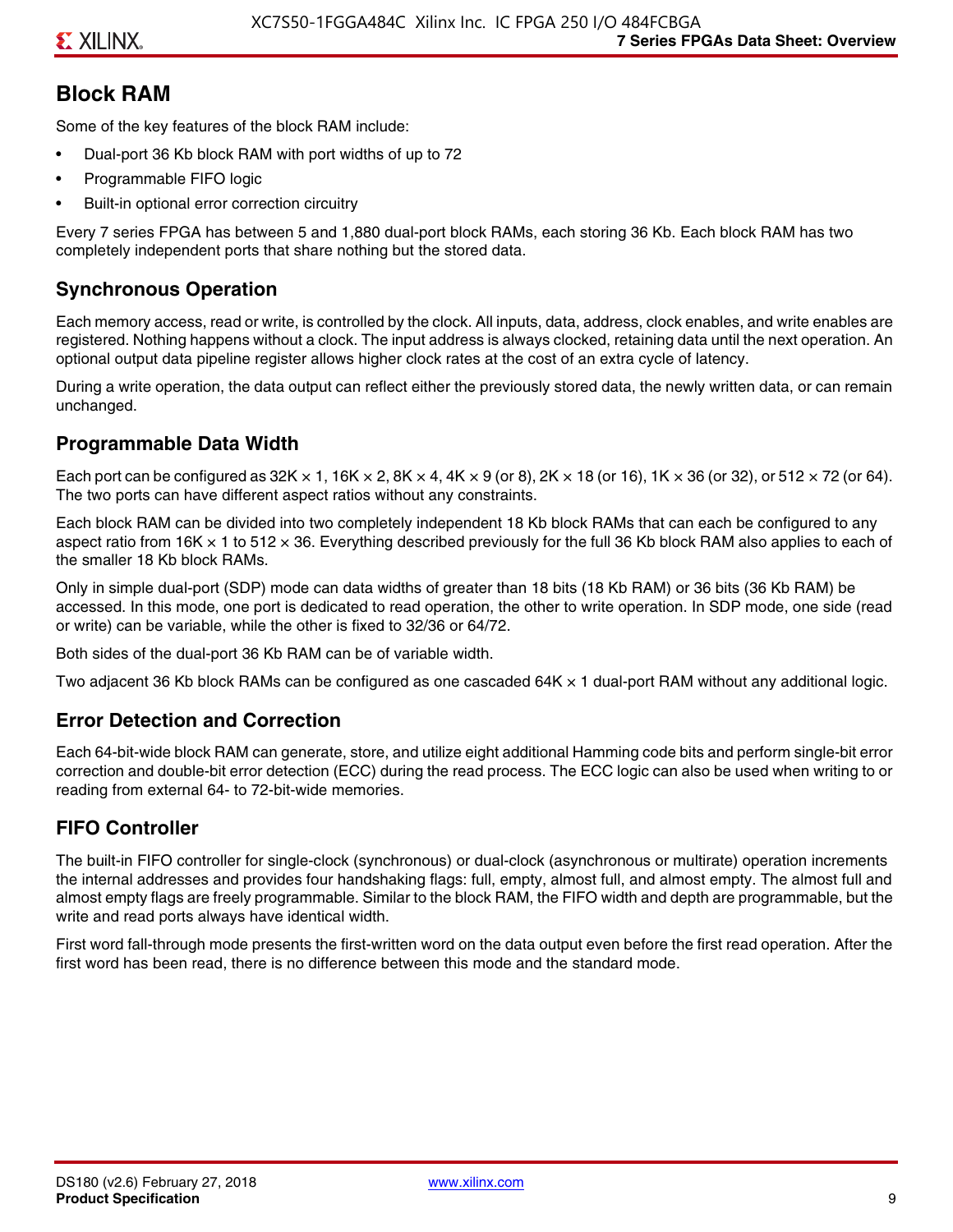## Block RAM

Some of the key features of the block RAM include:

- Dual-port 36 Kb block RAM with port widths of up to 72
- Programmable FIFO logic
- Built-in optional error correction circuitry

Every 7 series FPGA has between 5 and 1,880 dual-port block RAMs, each storing 36 Kb. Each block RAM has two completely independent ports that share nothing but the stored data.

### Synchronous Operation

Each memory access, read or write, is controlled by the clock. All inputs, data, address, clock enables, and write enables are registered. Nothing happens without a clock. The input address is always clocked, retaining data until the next operation. An optional output data pipeline register allows higher clock rates at the cost of an extra cycle of latency.

During a write operation, the data output can reflect either the previously stored data, the newly written data, or can remain unchanged.

### Programmable Data Width

Each port can be configured as 32K × 1, 16K × 2, 8K × 4, 4K × 9 (or 8), 2K × 18 (or 16), 1K × 36 (or 32), or 512 × 72 (or 64). The two ports can have different aspect ratios without any constraints.

Each block RAM can be divided into two completely independent 18 Kb block RAMs that can each be configured to any aspect ratio from 16K × 1 to 512 × 36. Everything described previously for the full 36 Kb block RAM also applies to each of the smaller 18 Kb block RAMs.

Only in simple dual-port (SDP) mode can data widths of greater than 18 bits (18 Kb RAM) or 36 bits (36 Kb RAM) be accessed. In this mode, one port is dedicated to read operation, the other to write operation. In SDP mode, one side (read or write) can be variable, while the other is fixed to 32/36 or 64/72.

Both sides of the dual-port 36 Kb RAM can be of variable width.

Two adjacent 36 Kb block RAMs can be configured as one cascaded 64K × 1 dual-port RAM without any additional logic.

### Error Detection and Correction

Each 64-bit-wide block RAM can generate, store, and utilize eight additional Hamming code bits and perform single-bit error correction and double-bit error detection (ECC) during the read process. The ECC logic can also be used when writing to or reading from external 64- to 72-bit-wide memories.

### FIFO Controller

The built-in FIFO controller for single-clock (synchronous) or dual-clock (asynchronous or multirate) operation increments the internal addresses and provides four handshaking flags: full, empty, almost full, and almost empty. The almost full and almost empty flags are freely programmable. Similar to the block RAM, the FIFO width and depth are programmable, but the write and read ports always have identical width.

First word fall-through mode presents the first-written word on the data output even before the first read operation. After the first word has been read, there is no difference between this mode and the standard mode.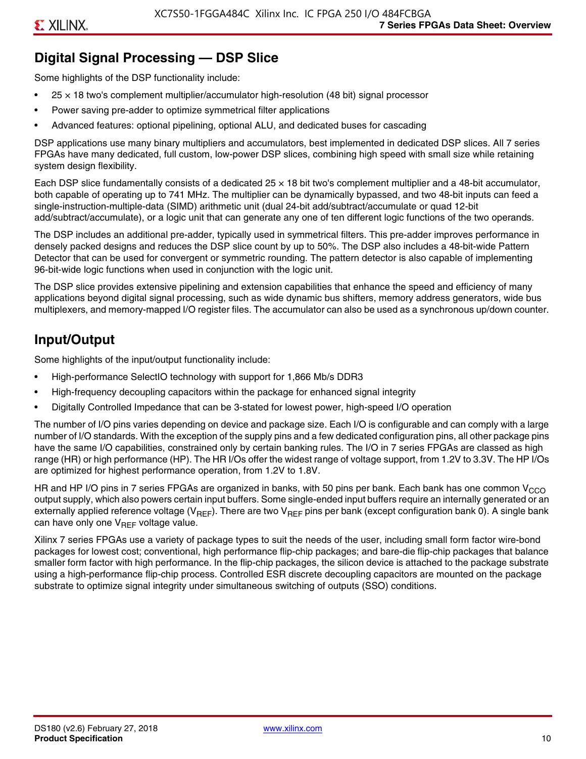## Digital Signal Processing — DSP Slice

Some highlights of the DSP functionality include:

- 25 × 18 two's complement multiplier/accumulator high-resolution (48 bit) signal processor
- Power saving pre-adder to optimize symmetrical filter applications
- Advanced features: optional pipelining, optional ALU, and dedicated buses for cascading

DSP applications use many binary multipliers and accumulators, best implemented in dedicated DSP slices. All 7 series FPGAs have many dedicated, full custom, low-power DSP slices, combining high speed with small size while retaining system design flexibility.

Each DSP slice fundamentally consists of a dedicated 25 × 18 bit two's complement multiplier and a 48-bit accumulator, both capable of operating up to 741 MHz. The multiplier can be dynamically bypassed, and two 48-bit inputs can feed a single-instruction-multiple-data (SIMD) arithmetic unit (dual 24-bit add/subtract/accumulate or quad 12-bit add/subtract/accumulate), or a logic unit that can generate any one of ten different logic functions of the two operands.

The DSP includes an additional pre-adder, typically used in symmetrical filters. This pre-adder improves performance in densely packed designs and reduces the DSP slice count by up to 50%. The DSP also includes a 48-bit-wide Pattern Detector that can be used for convergent or symmetric rounding. The pattern detector is also capable of implementing 96-bit-wide logic functions when used in conjunction with the logic unit.

The DSP slice provides extensive pipelining and extension capabilities that enhance the speed and efficiency of many applications beyond digital signal processing, such as wide dynamic bus shifters, memory address generators, wide bus multiplexers, and memory-mapped I/O register files. The accumulator can also be used as a synchronous up/down counter.

## Input/Output

Some highlights of the input/output functionality include:

- High-performance SelectIO technology with support for 1,866 Mb/s DDR3
- High-frequency decoupling capacitors within the package for enhanced signal integrity
- Digitally Controlled Impedance that can be 3-stated for lowest power, high-speed I/O operation

The number of I/O pins varies depending on device and package size. Each I/O is configurable and can comply with a large number of I/O standards. With the exception of the supply pins and a few dedicated configuration pins, all other package pins have the same I/O capabilities, constrained only by certain banking rules. The I/O in 7 series FPGAs are classed as high range (HR) or high performance (HP). The HR I/Os offer the widest range of voltage support, from 1.2V to 3.3V. The HP I/Os are optimized for highest performance operation, from 1.2V to 1.8V.

HR and HP I/O pins in 7 series FPGAs are organized in banks, with 50 pins per bank. Each bank has one common $V_{CCO}$ output supply, which also powers certain input buffers. Some single-ended input buffers require an internally generated or an externally applied reference voltage ($V_{REF}$). There are two $V_{REF}$ pins per bank (except configuration bank 0). A single bank can have only one $V_{REF}$ voltage value.

Xilinx 7 series FPGAs use a variety of package types to suit the needs of the user, including small form factor wire-bond packages for lowest cost; conventional, high performance flip-chip packages; and bare-die flip-chip packages that balance smaller form factor with high performance. In the flip-chip packages, the silicon device is attached to the package substrate using a high-performance flip-chip process. Controlled ESR discrete decoupling capacitors are mounted on the package substrate to optimize signal integrity under simultaneous switching of outputs (SSO) conditions.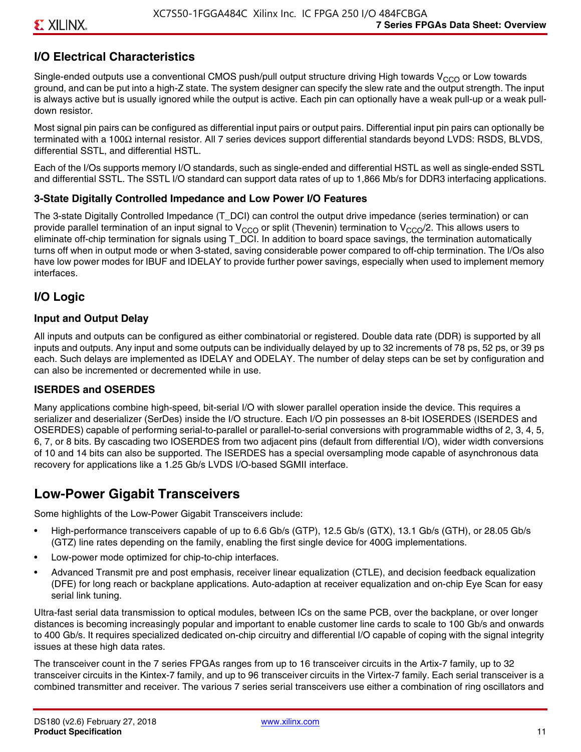## I/O Electrical Characteristics

Single-ended outputs use a conventional CMOS push/pull output structure driving High towards $V_{CCO}$ or Low towards ground, and can be put into a high-Z state. The system designer can specify the slew rate and the output strength. The input is always active but is usually ignored while the output is active. Each pin can optionally have a weak pull-up or a weak pull-down resistor.

Most signal pin pairs can be configured as differential input pairs or output pairs. Differential input pin pairs can optionally be terminated with a 100Ω internal resistor. All 7 series devices support differential standards beyond LVDS: RSDS, BLVDS, differential SSTL, and differential HSTL.

Each of the I/Os supports memory I/O standards, such as single-ended and differential HSTL as well as single-ended SSTL and differential SSTL. The SSTL I/O standard can support data rates of up to 1,866 Mb/s for DDR3 interfacing applications.

### 3-State Digitally Controlled Impedance and Low Power I/O Features

The 3-state Digitally Controlled Impedance (T_DCI) can control the output drive impedance (series termination) or can provide parallel termination of an input signal to $V_{CCO}$ or split (Thevenin) termination to $V_{CCO}/2$. This allows users to eliminate off-chip termination for signals using T_DCI. In addition to board space savings, the termination automatically turns off when in output mode or when 3-stated, saving considerable power compared to off-chip termination. The I/Os also have low power modes for IBUF and IDELAY to provide further power savings, especially when used to implement memory interfaces.

## I/O Logic

### Input and Output Delay

All inputs and outputs can be configured as either combinatorial or registered. Double data rate (DDR) is supported by all inputs and outputs. Any input and some outputs can be individually delayed by up to 32 increments of 78 ps, 52 ps, or 39 ps each. Such delays are implemented as IDELAY and ODELAY. The number of delay steps can be set by configuration and can also be incremented or decremented while in use.

### ISERDES and OSERDES

Many applications combine high-speed, bit-serial I/O with slower parallel operation inside the device. This requires a serializer and deserializer (SerDes) inside the I/O structure. Each I/O pin possesses an 8-bit IOSERDES (ISERDES and OSERDES) capable of performing serial-to-parallel or parallel-to-serial conversions with programmable widths of 2, 3, 4, 5, 6, 7, or 8 bits. By cascading two IOSERDES from two adjacent pins (default from differential I/O), wider width conversions of 10 and 14 bits can also be supported. The ISERDES has a special oversampling mode capable of asynchronous data recovery for applications like a 1.25 Gb/s LVDS I/O-based SGMII interface.

# Low-Power Gigabit Transceivers

Some highlights of the Low-Power Gigabit Transceivers include:

- High-performance transceivers capable of up to 6.6 Gb/s (GTP), 12.5 Gb/s (GTX), 13.1 Gb/s (GTH), or 28.05 Gb/s (GTZ) line rates depending on the family, enabling the first single device for 400G implementations.
- Low-power mode optimized for chip-to-chip interfaces.
- Advanced Transmit pre and post emphasis, receiver linear equalization (CTLE), and decision feedback equalization (DFE) for long reach or backplane applications. Auto-adaption at receiver equalization and on-chip Eye Scan for easy serial link tuning.

Ultra-fast serial data transmission to optical modules, between ICs on the same PCB, over the backplane, or over longer distances is becoming increasingly popular and important to enable customer line cards to scale to 100 Gb/s and onwards to 400 Gb/s. It requires specialized dedicated on-chip circuitry and differential I/O capable of coping with the signal integrity issues at these high data rates.

The transceiver count in the 7 series FPGAs ranges from up to 16 transceiver circuits in the Artix-7 family, up to 32 transceiver circuits in the Kintex-7 family, and up to 96 transceiver circuits in the Virtex-7 family. Each serial transceiver is a combined transmitter and receiver. The various 7 series serial transceivers use either a combination of ring oscillators and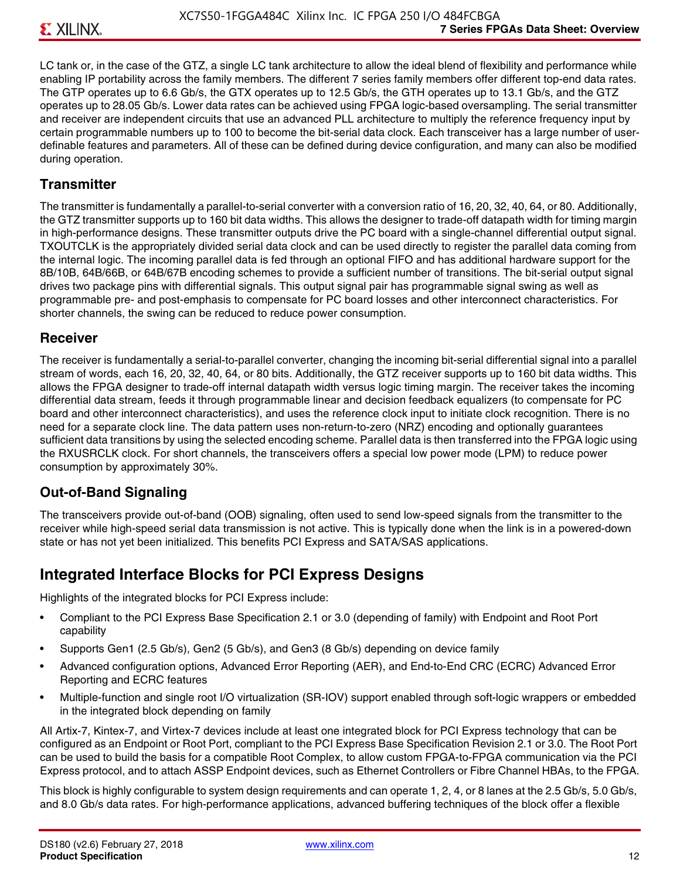LC tank or, in the case of the GTZ, a single LC tank architecture to allow the ideal blend of flexibility and performance while enabling IP portability across the family members. The different 7 series family members offer different top-end data rates. The GTP operates up to 6.6 Gb/s, the GTX operates up to 12.5 Gb/s, the GTH operates up to 13.1 Gb/s, and the GTZ operates up to 28.05 Gb/s. Lower data rates can be achieved using FPGA logic-based oversampling. The serial transmitter and receiver are independent circuits that use an advanced PLL architecture to multiply the reference frequency input by certain programmable numbers up to 100 to become the bit-serial data clock. Each transceiver has a large number of user-definable features and parameters. All of these can be defined during device configuration, and many can also be modified during operation.

### Transmitter

The transmitter is fundamentally a parallel-to-serial converter with a conversion ratio of 16, 20, 32, 40, 64, or 80. Additionally, the GTZ transmitter supports up to 160 bit data widths. This allows the designer to trade-off datapath width for timing margin in high-performance designs. These transmitter outputs drive the PC board with a single-channel differential output signal. TXOUTCLK is the appropriately divided serial data clock and can be used directly to register the parallel data coming from the internal logic. The incoming parallel data is fed through an optional FIFO and has additional hardware support for the 8B/10B, 64B/66B, or 64B/67B encoding schemes to provide a sufficient number of transitions. The bit-serial output signal drives two package pins with differential signals. This output signal pair has programmable signal swing as well as programmable pre- and post-emphasis to compensate for PC board losses and other interconnect characteristics. For shorter channels, the swing can be reduced to reduce power consumption.

### Receiver

The receiver is fundamentally a serial-to-parallel converter, changing the incoming bit-serial differential signal into a parallel stream of words, each 16, 20, 32, 40, 64, or 80 bits. Additionally, the GTZ receiver supports up to 160 bit data widths. This allows the FPGA designer to trade-off internal datapath width versus logic timing margin. The receiver takes the incoming differential data stream, feeds it through programmable linear and decision feedback equalizers (to compensate for PC board and other interconnect characteristics), and uses the reference clock input to initiate clock recognition. There is no need for a separate clock line. The data pattern uses non-return-to-zero (NRZ) encoding and optionally guarantees sufficient data transitions by using the selected encoding scheme. Parallel data is then transferred into the FPGA logic using the RXUSRCLK clock. For short channels, the transceivers offers a special low power mode (LPM) to reduce power consumption by approximately 30%.

### Out-of-Band Signaling

The transceivers provide out-of-band (OOB) signaling, often used to send low-speed signals from the transmitter to the receiver while high-speed serial data transmission is not active. This is typically done when the link is in a powered-down state or has not yet been initialized. This benefits PCI Express and SATA/SAS applications.

## Integrated Interface Blocks for PCI Express Designs

Highlights of the integrated blocks for PCI Express include:

- Compliant to the PCI Express Base Specification 2.1 or 3.0 (depending of family) with Endpoint and Root Port capability
- Supports Gen1 (2.5 Gb/s), Gen2 (5 Gb/s), and Gen3 (8 Gb/s) depending on device family
- Advanced configuration options, Advanced Error Reporting (AER), and End-to-End CRC (ECRC) Advanced Error Reporting and ECRC features
- Multiple-function and single root I/O virtualization (SR-IOV) support enabled through soft-logic wrappers or embedded in the integrated block depending on family

All Artix-7, Kintex-7, and Virtex-7 devices include at least one integrated block for PCI Express technology that can be configured as an Endpoint or Root Port, compliant to the PCI Express Base Specification Revision 2.1 or 3.0. The Root Port can be used to build the basis for a compatible Root Complex, to allow custom FPGA-to-FPGA communication via the PCI Express protocol, and to attach ASSP Endpoint devices, such as Ethernet Controllers or Fibre Channel HBAs, to the FPGA.

This block is highly configurable to system design requirements and can operate 1, 2, 4, or 8 lanes at the 2.5 Gb/s, 5.0 Gb/s, and 8.0 Gb/s data rates. For high-performance applications, advanced buffering techniques of the block offer a flexible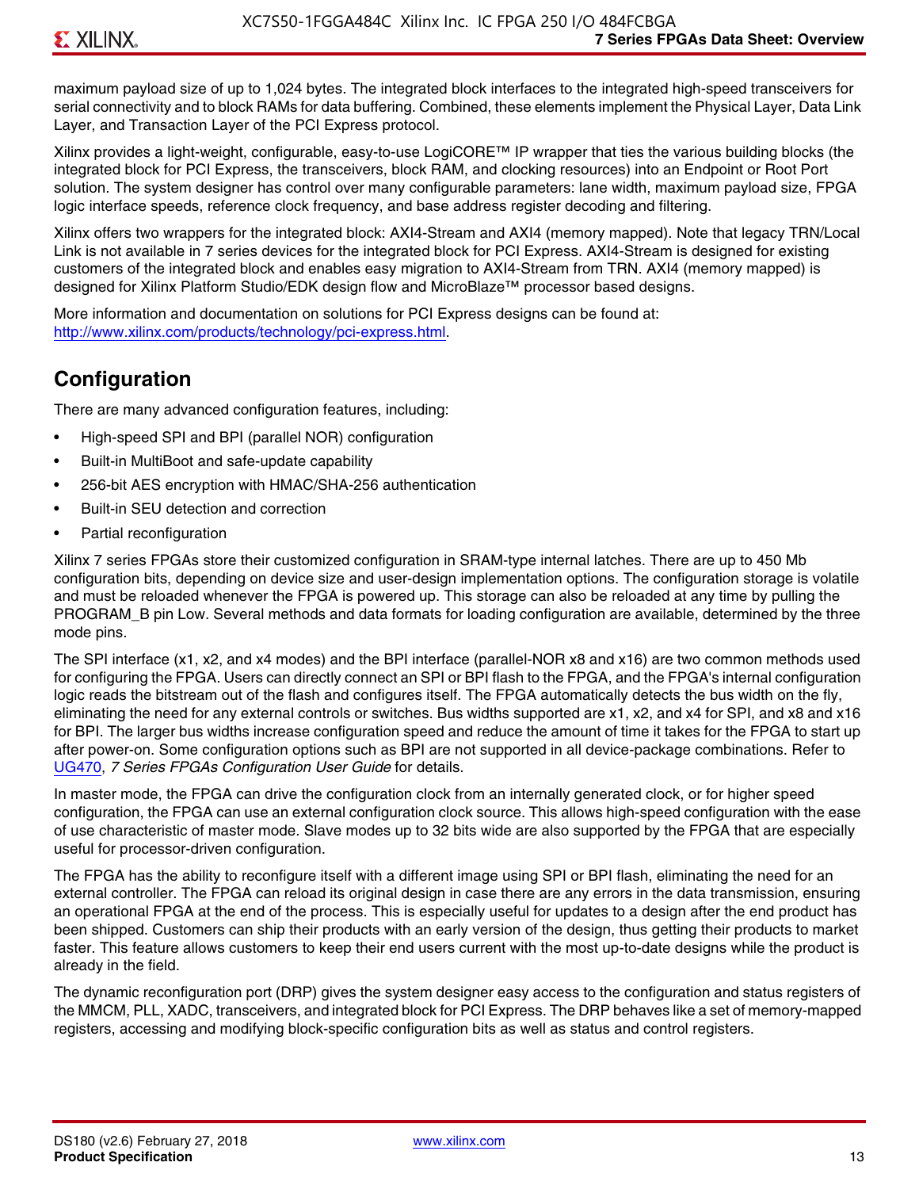maximum payload size of up to 1,024 bytes. The integrated block interfaces to the integrated high-speed transceivers for serial connectivity and to block RAMs for data buffering. Combined, these elements implement the Physical Layer, Data Link Layer, and Transaction Layer of the PCI Express protocol.

Xilinx provides a light-weight, configurable, easy-to-use LogiCORE™ IP wrapper that ties the various building blocks (the integrated block for PCI Express, the transceivers, block RAM, and clocking resources) into an Endpoint or Root Port solution. The system designer has control over many configurable parameters: lane width, maximum payload size, FPGA logic interface speeds, reference clock frequency, and base address register decoding and filtering.

Xilinx offers two wrappers for the integrated block: AXI4-Stream and AXI4 (memory mapped). Note that legacy TRN/Local Link is not available in 7 series devices for the integrated block for PCI Express. AXI4-Stream is designed for existing customers of the integrated block and enables easy migration to AXI4-Stream from TRN. AXI4 (memory mapped) is designed for Xilinx Platform Studio/EDK design flow and MicroBlaze™ processor based designs.

More information and documentation on solutions for PCI Express designs can be found at: http://www.xilinx.com/products/technology/pci-express.html.

## Configuration

There are many advanced configuration features, including:

- High-speed SPI and BPI (parallel NOR) configuration
- Built-in MultiBoot and safe-update capability
- 256-bit AES encryption with HMAC/SHA-256 authentication
- Built-in SEU detection and correction
- Partial reconfiguration

Xilinx 7 series FPGAs store their customized configuration in SRAM-type internal latches. There are up to 450 Mb configuration bits, depending on device size and user-design implementation options. The configuration storage is volatile and must be reloaded whenever the FPGA is powered up. This storage can also be reloaded at any time by pulling the PROGRAM_B pin Low. Several methods and data formats for loading configuration are available, determined by the three mode pins.

The SPI interface (x1, x2, and x4 modes) and the BPI interface (parallel-NOR x8 and x16) are two common methods used for configuring the FPGA. Users can directly connect an SPI or BPI flash to the FPGA, and the FPGA's internal configuration logic reads the bitstream out of the flash and configures itself. The FPGA automatically detects the bus width on the fly, eliminating the need for any external controls or switches. Bus widths supported are x1, x2, and x4 for SPI, and x8 and x16 for BPI. The larger bus widths increase configuration speed and reduce the amount of time it takes for the FPGA to start up after power-on. Some configuration options such as BPI are not supported in all device-package combinations. Refer to UG470, *7 Series FPGAs Configuration User Guide* for details.

In master mode, the FPGA can drive the configuration clock from an internally generated clock, or for higher speed configuration, the FPGA can use an external configuration clock source. This allows high-speed configuration with the ease of use characteristic of master mode. Slave modes up to 32 bits wide are also supported by the FPGA that are especially useful for processor-driven configuration.

The FPGA has the ability to reconfigure itself with a different image using SPI or BPI flash, eliminating the need for an external controller. The FPGA can reload its original design in case there are any errors in the data transmission, ensuring an operational FPGA at the end of the process. This is especially useful for updates to a design after the end product has been shipped. Customers can ship their products with an early version of the design, thus getting their products to market faster. This feature allows customers to keep their end users current with the most up-to-date designs while the product is already in the field.

The dynamic reconfiguration port (DRP) gives the system designer easy access to the configuration and status registers of the MMCM, PLL, XADC, transceivers, and integrated block for PCI Express. The DRP behaves like a set of memory-mapped registers, accessing and modifying block-specific configuration bits as well as status and control registers.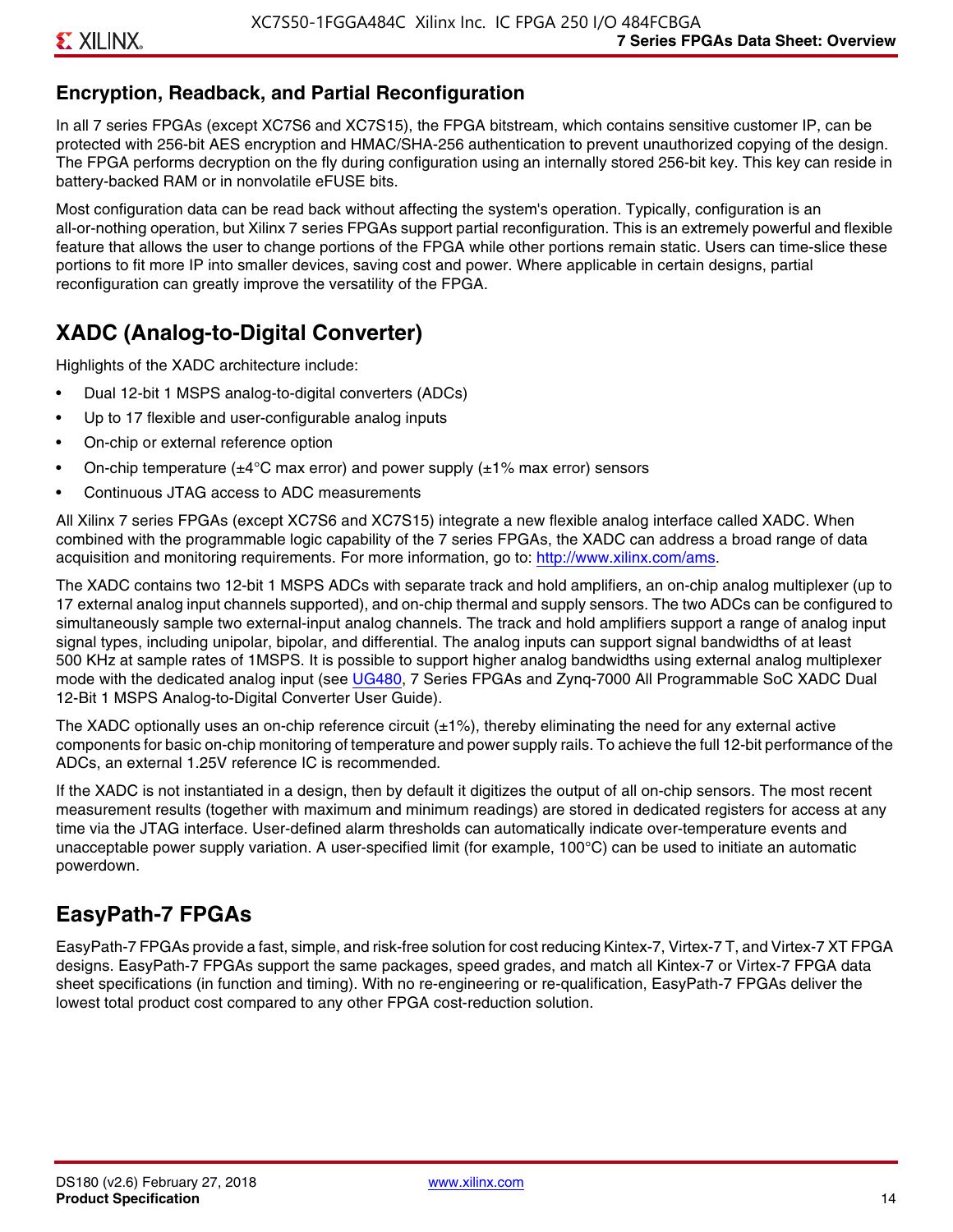## Encryption, Readback, and Partial Reconfiguration

In all 7 series FPGAs (except XC7S6 and XC7S15), the FPGA bitstream, which contains sensitive customer IP, can be protected with 256-bit AES encryption and HMAC/SHA-256 authentication to prevent unauthorized copying of the design. The FPGA performs decryption on the fly during configuration using an internally stored 256-bit key. This key can reside in battery-backed RAM or in nonvolatile eFUSE bits.

Most configuration data can be read back without affecting the system's operation. Typically, configuration is an all-or-nothing operation, but Xilinx 7 series FPGAs support partial reconfiguration. This is an extremely powerful and flexible feature that allows the user to change portions of the FPGA while other portions remain static. Users can time-slice these portions to fit more IP into smaller devices, saving cost and power. Where applicable in certain designs, partial reconfiguration can greatly improve the versatility of the FPGA.

## XADC (Analog-to-Digital Converter)

Highlights of the XADC architecture include:

- Dual 12-bit 1 MSPS analog-to-digital converters (ADCs)
- Up to 17 flexible and user-configurable analog inputs
- On-chip or external reference option
- On-chip temperature (±4°C max error) and power supply (±1% max error) sensors
- Continuous JTAG access to ADC measurements

All Xilinx 7 series FPGAs (except XC7S6 and XC7S15) integrate a new flexible analog interface called XADC. When combined with the programmable logic capability of the 7 series FPGAs, the XADC can address a broad range of data acquisition and monitoring requirements. For more information, go to: http://www.xilinx.com/ams.

The XADC contains two 12-bit 1 MSPS ADCs with separate track and hold amplifiers, an on-chip analog multiplexer (up to 17 external analog input channels supported), and on-chip thermal and supply sensors. The two ADCs can be configured to simultaneously sample two external-input analog channels. The track and hold amplifiers support a range of analog input signal types, including unipolar, bipolar, and differential. The analog inputs can support signal bandwidths of at least 500 KHz at sample rates of 1MSPS. It is possible to support higher analog bandwidths using external analog multiplexer mode with the dedicated analog input (see UG480, 7 Series FPGAs and Zynq-7000 All Programmable SoC XADC Dual 12-Bit 1 MSPS Analog-to-Digital Converter User Guide).

The XADC optionally uses an on-chip reference circuit (±1%), thereby eliminating the need for any external active components for basic on-chip monitoring of temperature and power supply rails. To achieve the full 12-bit performance of the ADCs, an external 1.25V reference IC is recommended.

If the XADC is not instantiated in a design, then by default it digitizes the output of all on-chip sensors. The most recent measurement results (together with maximum and minimum readings) are stored in dedicated registers for access at any time via the JTAG interface. User-defined alarm thresholds can automatically indicate over-temperature events and unacceptable power supply variation. A user-specified limit (for example, 100°C) can be used to initiate an automatic powerdown.

## EasyPath-7 FPGAs

EasyPath-7 FPGAs provide a fast, simple, and risk-free solution for cost reducing Kintex-7, Virtex-7 T, and Virtex-7 XT FPGA designs. EasyPath-7 FPGAs support the same packages, speed grades, and match all Kintex-7 or Virtex-7 FPGA data sheet specifications (in function and timing). With no re-engineering or re-qualification, EasyPath-7 FPGAs deliver the lowest total product cost compared to any other FPGA cost-reduction solution.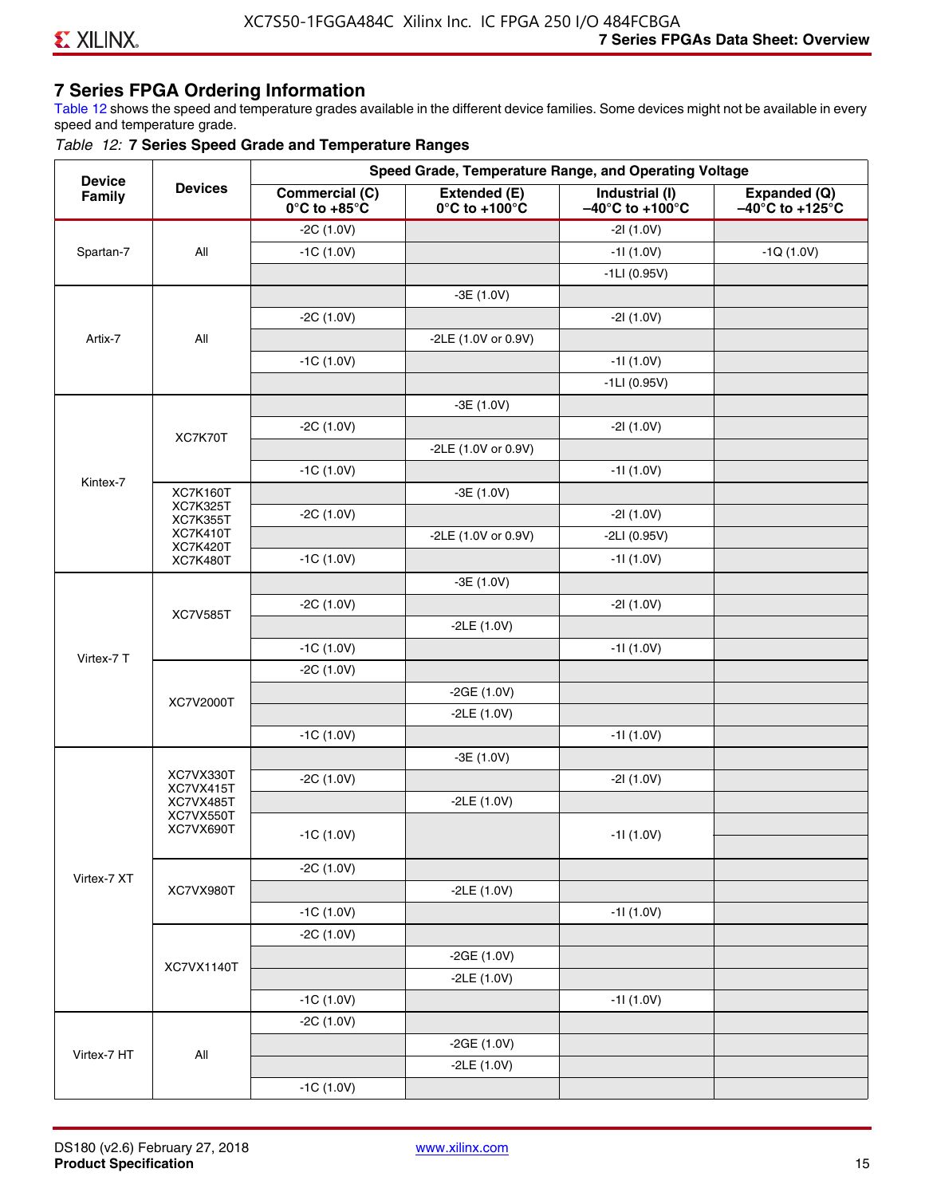## 7 Series FPGA Ordering Information

Table 12 shows the speed and temperature grades available in the different device families. Some devices might not be available in every speed and temperature grade.

*Table 12:* **7 Series Speed Grade and Temperature Ranges**

| Device Family | Devices | Speed Grade, Temperature Range, and Operating Voltage | | | |
|---|---|---|---|---|---|
| | | Commercial (C) 0°C to +85°C | Extended (E) 0°C to +100°C | Industrial (I) –40°C to +100°C | Expanded (Q) –40°C to +125°C |
| Spartan-7 | All | -2C (1.0V) | | -2I (1.0V) | |
| | | -1C (1.0V) | | -1I (1.0V) | -1Q (1.0V) |
| | | | | -1LI (0.95V) | |
| Artix-7 | All | | -3E (1.0V) | | |
| | | -2C (1.0V) | | -2I (1.0V) | |
| | | | -2LE (1.0V or 0.9V) | | |
| | | -1C (1.0V) | | -1I (1.0V) | |
| | | | | -1LI (0.95V) | |
| Kintex-7 | XC7K70T | | -3E (1.0V) | | |
| | | -2C (1.0V) | | -2I (1.0V) | |
| | | | -2LE (1.0V or 0.9V) | | |
| | | -1C (1.0V) | | -1I (1.0V) | |
| | XC7K160T XC7K325T XC7K355T XC7K410T XC7K420T XC7K480T | | -3E (1.0V) | | |
| | | -2C (1.0V) | | -2I (1.0V) | |
| | | | -2LE (1.0V or 0.9V) | -2LI (0.95V) | |
| | | -1C (1.0V) | | -1I (1.0V) | |
| Virtex-7 T | XC7V585T | | -3E (1.0V) | | |
| | | -2C (1.0V) | | -2I (1.0V) | |
| | | | -2LE (1.0V) | | |
| | | -1C (1.0V) | | -1I (1.0V) | |
| | XC7V2000T | -2C (1.0V) | | | |
| | | | -2GE (1.0V) | | |
| | | | -2LE (1.0V) | | |
| | | -1C (1.0V) | | -1I (1.0V) | |
| Virtex-7 XT | XC7VX330T XC7VX415T XC7VX485T XC7VX550T XC7VX690T | | -3E (1.0V) | | |
| | | -2C (1.0V) | | -2I (1.0V) | |
| | | | -2LE (1.0V) | | |
| | | -1C (1.0V) | | -1I (1.0V) | |
| | XC7VX980T | -2C (1.0V) | | | |
| | | | -2LE (1.0V) | | |
| | | -1C (1.0V) | | -1I (1.0V) | |
| | XC7VX1140T | -2C (1.0V) | | | |
| | | | -2GE (1.0V) | | |
| | | | -2LE (1.0V) | | |
| | | -1C (1.0V) | | -1I (1.0V) | |
| Virtex-7 HT | All | -2C (1.0V) | | | |
| | | | -2GE (1.0V) | | |
| | | | -2LE (1.0V) | | |
| | | -1C (1.0V) | | | |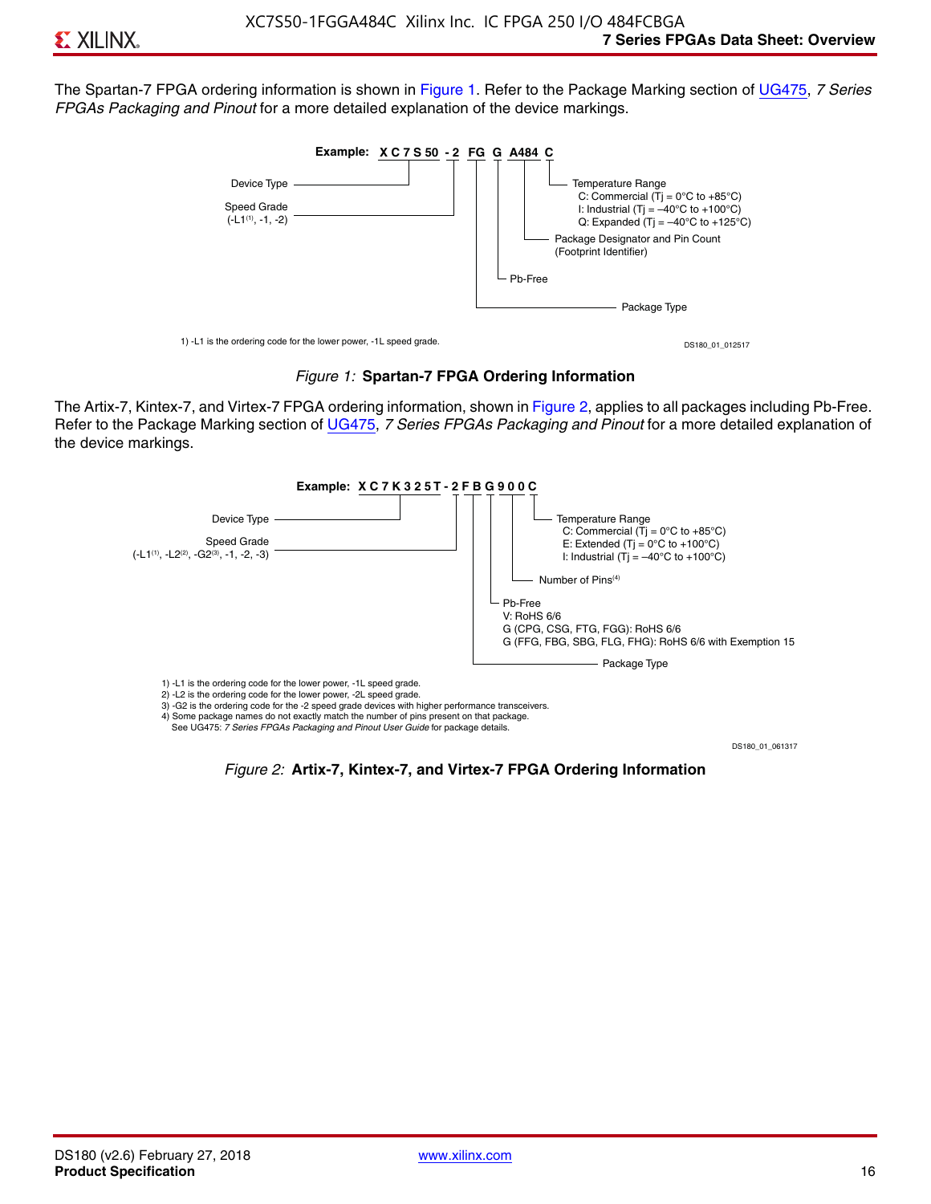The Spartan-7 FPGA ordering information is shown in Figure 1. Refer to the Package Marking section of UG475, *7 Series FPGAs Packaging and Pinout* for a more detailed explanation of the device markings.

Example: XC7S50 -2 FG G A484 C

Device Type

Speed Grade (-L1(1), -1, -2)

Temperature Range
C: Commercial (Tj = 0°C to +85°C)
I: Industrial (Tj = –40°C to +100°C)
Q: Expanded (Tj = –40°C to +125°C)

Package Designator and Pin Count (Footprint Identifier)

Pb-Free

Package Type

1) -L1 is the ordering code for the lower power, -1L speed grade.

DS180_01_012517

*Figure 1:* **Spartan-7 FPGA Ordering Information**

The Artix-7, Kintex-7, and Virtex-7 FPGA ordering information, shown in Figure 2, applies to all packages including Pb-Free. Refer to the Package Marking section of UG475, *7 Series FPGAs Packaging and Pinout* for a more detailed explanation of the device markings.

Example: XC7K325T-2FBG900C

Device Type

Speed Grade (-L1(1), -L2(2), -G2(3), -1, -2, -3)

Temperature Range
C: Commercial (Tj = 0°C to +85°C)
E: Extended (Tj = 0°C to +100°C)
I: Industrial (Tj = –40°C to +100°C)

Number of Pins(4)

Pb-Free
V: RoHS 6/6
G (CPG, CSG, FTG, FGG): RoHS 6/6
G (FFG, FBG, SBG, FLG, FHG): RoHS 6/6 with Exemption 15

Package Type

1) -L1 is the ordering code for the lower power, -1L speed grade.
2) -L2 is the ordering code for the lower power, -2L speed grade.
3) -G2 is the ordering code for the -2 speed grade devices with higher performance transceivers.
4) Some package names do not exactly match the number of pins present on that package.
See UG475: *7 Series FPGAs Packaging and Pinout User Guide* for package details.

DS180_01_061317

*Figure 2:* **Artix-7, Kintex-7, and Virtex-7 FPGA Ordering Information**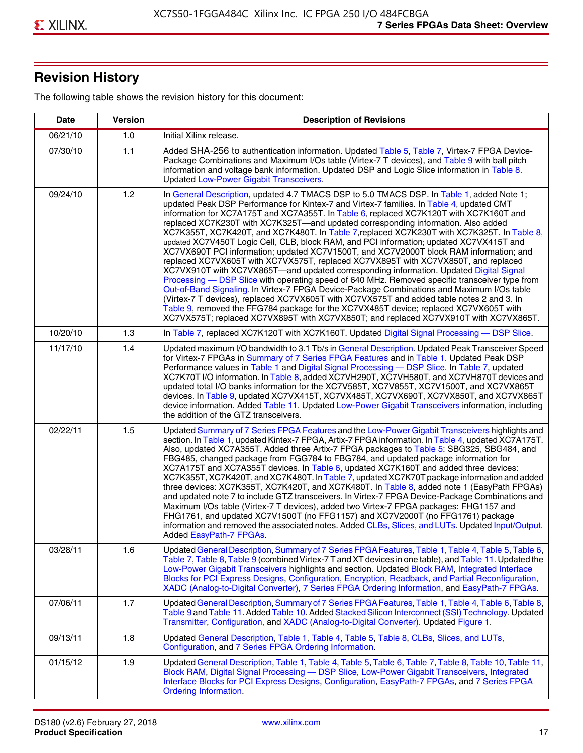## Revision History

The following table shows the revision history for this document:

| Date | Version | Description of Revisions |
|---|---|---|
| 06/21/10 | 1.0 | Initial Xilinx release. |
| 07/30/10 | 1.1 | Added SHA-256 to authentication information. Updated Table 5, Table 7, Virtex-7 FPGA Device-Package Combinations and Maximum I/Os table (Virtex-7 T devices), and Table 9 with ball pitch information and voltage bank information. Updated DSP and Logic Slice information in Table 8. Updated Low-Power Gigabit Transceivers. |
| 09/24/10 | 1.2 | In General Description, updated 4.7 TMACS DSP to 5.0 TMACS DSP. In Table 1, added Note 1; updated Peak DSP Performance for Kintex-7 and Virtex-7 families. In Table 4, updated CMT information for XC7A175T and XC7A355T. In Table 6, replaced XC7K120T with XC7K160T and replaced XC7K230T with XC7K325T—and updated corresponding information. Also added XC7K355T, XC7K420T, and XC7K480T. In Table 7,replaced XC7K230T with XC7K325T. In Table 8, updated XC7V450T Logic Cell, CLB, block RAM, and PCI information; updated XC7VX415T and XC7VX690T PCI information; updated XC7V1500T, and XC7V2000T block RAM information; and replaced XC7VX605T with XC7VX575T, replaced XC7VX895T with XC7VX850T, and replaced XC7VX910T with XC7VX865T—and updated corresponding information. Updated Digital Signal Processing — DSP Slice with operating speed of 640 MHz. Removed specific transceiver type from Out-of-Band Signaling. In Virtex-7 FPGA Device-Package Combinations and Maximum I/Os table (Virtex-7 T devices), replaced XC7VX605T with XC7VX575T and added table notes 2 and 3. In Table 9, removed the FFG784 package for the XC7VX485T device; replaced XC7VX605T with XC7VX575T; replaced XC7VX895T with XC7VX850T; and replaced XC7VX910T with XC7VX865T. |
| 10/20/10 | 1.3 | In Table 7, replaced XC7K120T with XC7K160T. Updated Digital Signal Processing — DSP Slice. |
| 11/17/10 | 1.4 | Updated maximum I/O bandwidth to 3.1 Tb/s in General Description. Updated Peak Transceiver Speed for Virtex-7 FPGAs in Summary of 7 Series FPGA Features and in Table 1. Updated Peak DSP Performance values in Table 1 and Digital Signal Processing — DSP Slice. In Table 7, updated XC7K70T I/O information. In Table 8, added XC7VH290T, XC7VH580T, and XC7VH870T devices and updated total I/O banks information for the XC7V585T, XC7V855T, XC7V1500T, and XC7VX865T devices. In Table 9, updated XC7VX415T, XC7VX485T, XC7VX690T, XC7VX850T, and XC7VX865T device information. Added Table 11. Updated Low-Power Gigabit Transceivers information, including the addition of the GTZ transceivers. |
| 02/22/11 | 1.5 | Updated Summary of 7 Series FPGA Features and the Low-Power Gigabit Transceivers highlights and section. In Table 1, updated Kintex-7 FPGA, Artix-7 FPGA information. In Table 4, updated XC7A175T. Also, updated XC7A355T. Added three Artix-7 FPGA packages to Table 5: SBG325, SBG484, and FBG485, changed package from FGG784 to FBG784, and updated package information for XC7A175T and XC7A355T devices. In Table 6, updated XC7K160T and added three devices: XC7K355T, XC7K420T, and XC7K480T. In Table 7, updated XC7K70T package information and added three devices: XC7K355T, XC7K420T, and XC7K480T. In Table 8, added note 1 (EasyPath FPGAs) and updated note 7 to include GTZ transceivers. In Virtex-7 FPGA Device-Package Combinations and Maximum I/Os table (Virtex-7 T devices), added two Virtex-7 FPGA packages: FHG1157 and FHG1761, and updated XC7V1500T (no FFG1157) and XC7V2000T (no FFG1761) package information and removed the associated notes. Added CLBs, Slices, and LUTs. Updated Input/Output. Added EasyPath-7 FPGAs. |
| 03/28/11 | 1.6 | Updated General Description, Summary of 7 Series FPGA Features, Table 1, Table 4, Table 5, Table 6, Table 7, Table 8, Table 9 (combined Virtex-7 T and XT devices in one table), and Table 11. Updated the Low-Power Gigabit Transceivers highlights and section. Updated Block RAM, Integrated Interface Blocks for PCI Express Designs, Configuration, Encryption, Readback, and Partial Reconfiguration, XADC (Analog-to-Digital Converter), 7 Series FPGA Ordering Information, and EasyPath-7 FPGAs. |
| 07/06/11 | 1.7 | Updated General Description, Summary of 7 Series FPGA Features, Table 1, Table 4, Table 6, Table 8, Table 9 and Table 11. Added Table 10. Added Stacked Silicon Interconnect (SSI) Technology. Updated Transmitter, Configuration, and XADC (Analog-to-Digital Converter). Updated Figure 1. |
| 09/13/11 | 1.8 | Updated General Description, Table 1, Table 4, Table 5, Table 8, CLBs, Slices, and LUTs, Configuration, and 7 Series FPGA Ordering Information. |
| 01/15/12 | 1.9 | Updated General Description, Table 1, Table 4, Table 5, Table 6, Table 7, Table 8, Table 10, Table 11, Block RAM, Digital Signal Processing — DSP Slice, Low-Power Gigabit Transceivers, Integrated Interface Blocks for PCI Express Designs, Configuration, EasyPath-7 FPGAs, and 7 Series FPGA Ordering Information. |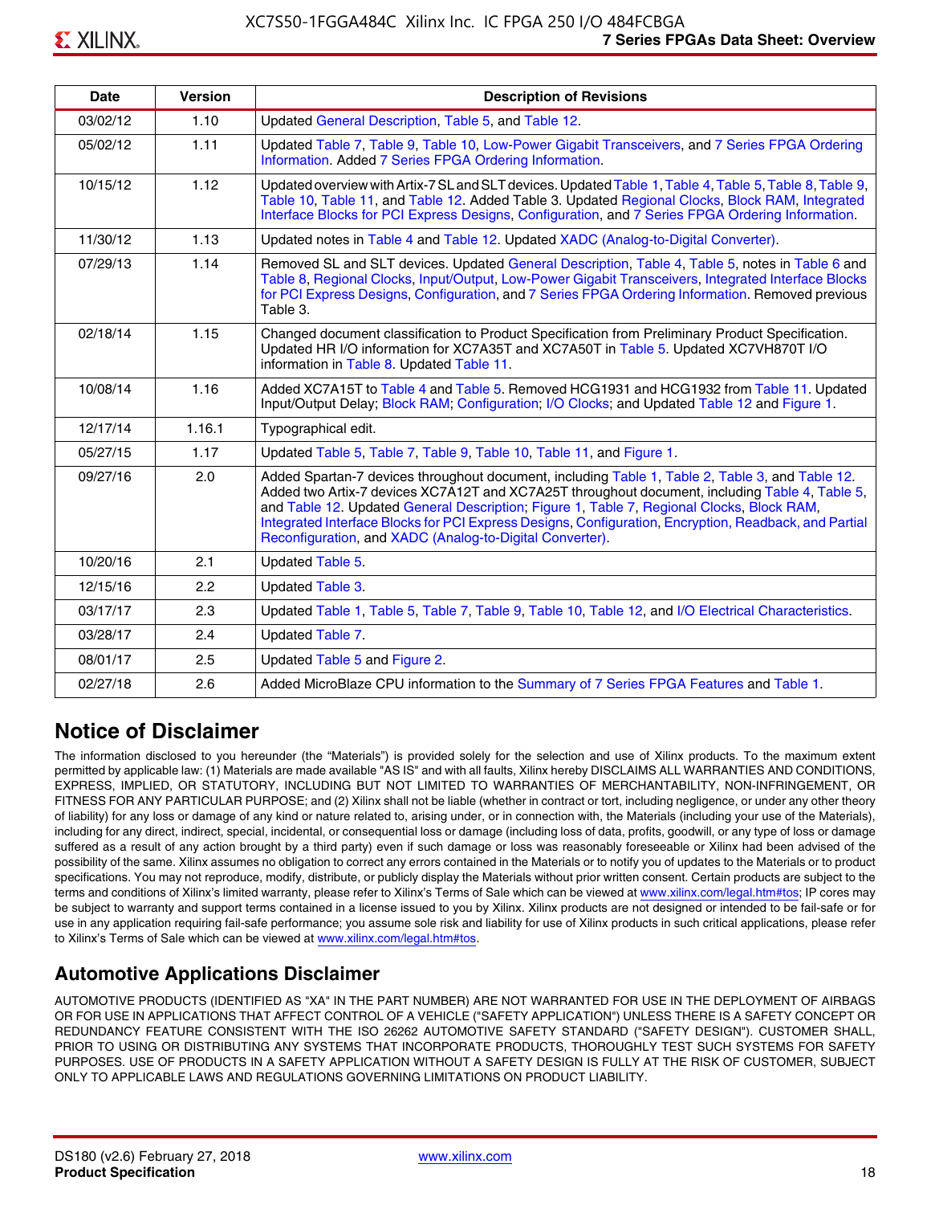| Date | Version | Description of Revisions |
|---|---|---|
| 03/02/12 | 1.10 | Updated General Description, Table 5, and Table 12. |
| 05/02/12 | 1.11 | Updated Table 7, Table 9, Table 10, Low-Power Gigabit Transceivers, and 7 Series FPGA Ordering Information. Added 7 Series FPGA Ordering Information. |
| 10/15/12 | 1.12 | Updated overview with Artix-7 SL and SLT devices. Updated Table 1, Table 4, Table 5, Table 8, Table 9, Table 10, Table 11, and Table 12. Added Table 3. Updated Regional Clocks, Block RAM, Integrated Interface Blocks for PCI Express Designs, Configuration, and 7 Series FPGA Ordering Information. |
| 11/30/12 | 1.13 | Updated notes in Table 4 and Table 12. Updated XADC (Analog-to-Digital Converter). |
| 07/29/13 | 1.14 | Removed SL and SLT devices. Updated General Description, Table 4, Table 5, notes in Table 6 and Table 8, Regional Clocks, Input/Output, Low-Power Gigabit Transceivers, Integrated Interface Blocks for PCI Express Designs, Configuration, and 7 Series FPGA Ordering Information. Removed previous Table 3. |
| 02/18/14 | 1.15 | Changed document classification to Product Specification from Preliminary Product Specification. Updated HR I/O information for XC7A35T and XC7A50T in Table 5. Updated XC7VH870T I/O information in Table 8. Updated Table 11. |
| 10/08/14 | 1.16 | Added XC7A15T to Table 4 and Table 5. Removed HCG1931 and HCG1932 from Table 11. Updated Input/Output Delay; Block RAM; Configuration; I/O Clocks; and Updated Table 12 and Figure 1. |
| 12/17/14 | 1.16.1 | Typographical edit. |
| 05/27/15 | 1.17 | Updated Table 5, Table 7, Table 9, Table 10, Table 11, and Figure 1. |
| 09/27/16 | 2.0 | Added Spartan-7 devices throughout document, including Table 1, Table 2, Table 3, and Table 12. Added two Artix-7 devices XC7A12T and XC7A25T throughout document, including Table 4, Table 5, and Table 12. Updated General Description; Figure 1, Table 7, Regional Clocks, Block RAM, Integrated Interface Blocks for PCI Express Designs, Configuration, Encryption, Readback, and Partial Reconfiguration, and XADC (Analog-to-Digital Converter). |
| 10/20/16 | 2.1 | Updated Table 5. |
| 12/15/16 | 2.2 | Updated Table 3. |
| 03/17/17 | 2.3 | Updated Table 1, Table 5, Table 7, Table 9, Table 10, Table 12, and I/O Electrical Characteristics. |
| 03/28/17 | 2.4 | Updated Table 7. |
| 08/01/17 | 2.5 | Updated Table 5 and Figure 2. |
| 02/27/18 | 2.6 | Added MicroBlaze CPU information to the Summary of 7 Series FPGA Features and Table 1. |

## Notice of Disclaimer

The information disclosed to you hereunder (the "Materials") is provided solely for the selection and use of Xilinx products. To the maximum extent permitted by applicable law: (1) Materials are made available "AS IS" and with all faults, Xilinx hereby DISCLAIMS ALL WARRANTIES AND CONDITIONS, EXPRESS, IMPLIED, OR STATUTORY, INCLUDING BUT NOT LIMITED TO WARRANTIES OF MERCHANTABILITY, NON-INFRINGEMENT, OR FITNESS FOR ANY PARTICULAR PURPOSE; and (2) Xilinx shall not be liable (whether in contract or tort, including negligence, or under any other theory of liability) for any loss or damage of any kind or nature related to, arising under, or in connection with, the Materials (including your use of the Materials), including for any direct, indirect, special, incidental, or consequential loss or damage (including loss of data, profits, goodwill, or any type of loss or damage suffered as a result of any action brought by a third party) even if such damage or loss was reasonably foreseeable or Xilinx had been advised of the possibility of the same. Xilinx assumes no obligation to correct any errors contained in the Materials or to notify you of updates to the Materials or to product specifications. You may not reproduce, modify, distribute, or publicly display the Materials without prior written consent. Certain products are subject to the terms and conditions of Xilinx's limited warranty, please refer to Xilinx's Terms of Sale which can be viewed at www.xilinx.com/legal.htm#tos; IP cores may be subject to warranty and support terms contained in a license issued to you by Xilinx. Xilinx products are not designed or intended to be fail-safe or for use in any application requiring fail-safe performance; you assume sole risk and liability for use of Xilinx products in such critical applications, please refer to Xilinx's Terms of Sale which can be viewed at www.xilinx.com/legal.htm#tos.

## Automotive Applications Disclaimer

AUTOMOTIVE PRODUCTS (IDENTIFIED AS "XA" IN THE PART NUMBER) ARE NOT WARRANTED FOR USE IN THE DEPLOYMENT OF AIRBAGS OR FOR USE IN APPLICATIONS THAT AFFECT CONTROL OF A VEHICLE ("SAFETY APPLICATION") UNLESS THERE IS A SAFETY CONCEPT OR REDUNDANCY FEATURE CONSISTENT WITH THE ISO 26262 AUTOMOTIVE SAFETY STANDARD ("SAFETY DESIGN"). CUSTOMER SHALL, PRIOR TO USING OR DISTRIBUTING ANY SYSTEMS THAT INCORPORATE PRODUCTS, THOROUGHLY TEST SUCH SYSTEMS FOR SAFETY PURPOSES. USE OF PRODUCTS IN A SAFETY APPLICATION WITHOUT A SAFETY DESIGN IS FULLY AT THE RISK OF CUSTOMER, SUBJECT ONLY TO APPLICABLE LAWS AND REGULATIONS GOVERNING LIMITATIONS ON PRODUCT LIABILITY.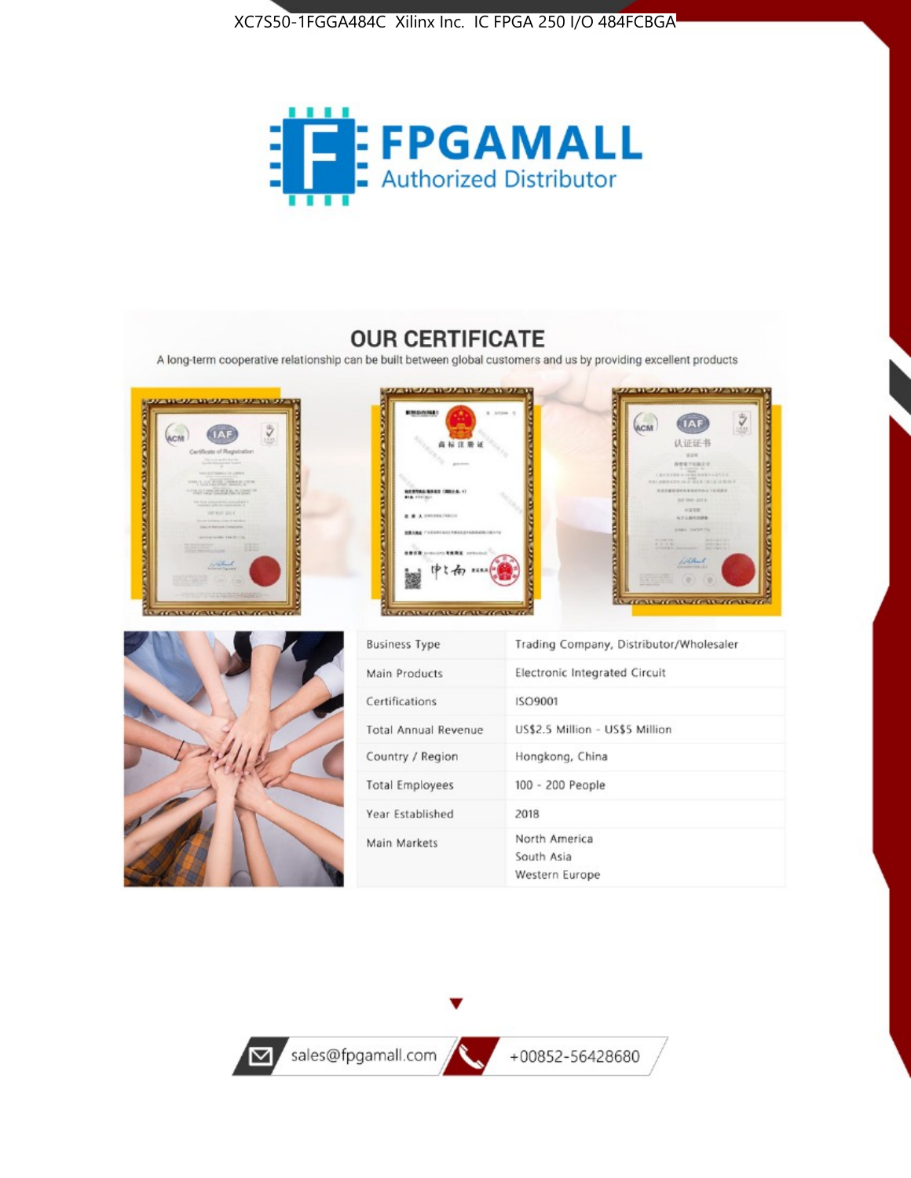FPGAMALL
Authorized Distributor

## OUR CERTIFICATE

A long-term cooperative relationship can be built between global customers and us by providing excellent products

| | |
|---|---|
| Business Type | Trading Company, Distributor/Wholesaler |
| Main Products | Electronic Integrated Circuit |
| Certifications | ISO9001 |
| Total Annual Revenue | US$2.5 Million - US$5 Million |
| Country / Region | Hongkong, China |
| Total Employees | 100 - 200 People |
| Year Established | 2018 |
| Main Markets | North America<br>South Asia<br>Western Europe |

sales@fpgamall.com +00852-56428680